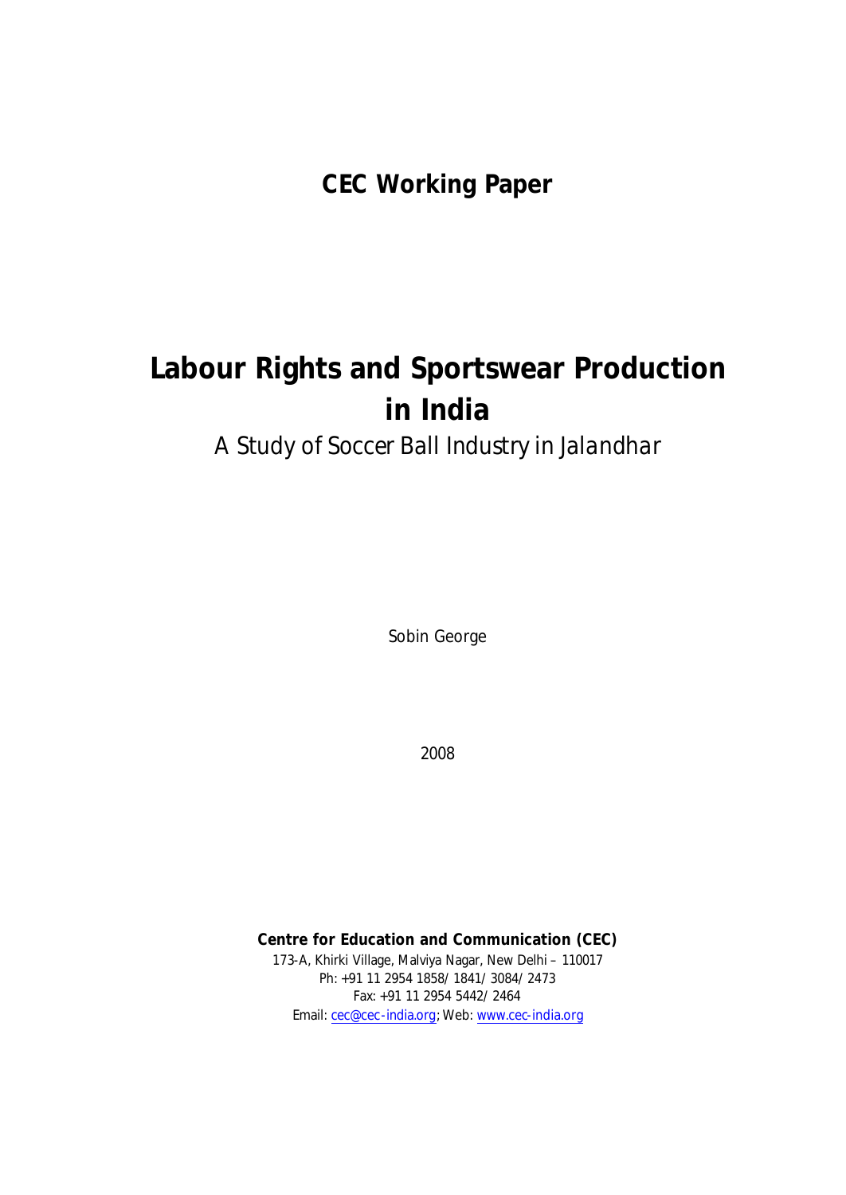**CEC Working Paper**

# Labour Rights and Sportswear Production in India

*A Study of Soccer Ball Industry in Jalandhar*

Sobin George

2008

**Centre for Education and Communication (CEC)**

173-A, Khirki Village, Malviya Nagar, New Delhi – 110017

Ph: +91 11 2954 1858/ 1841/ 3084/ 2473

Fax: +91 11 2954 5442/ 2464

Email: cec@cec-india.org; Web: www.cec-india.org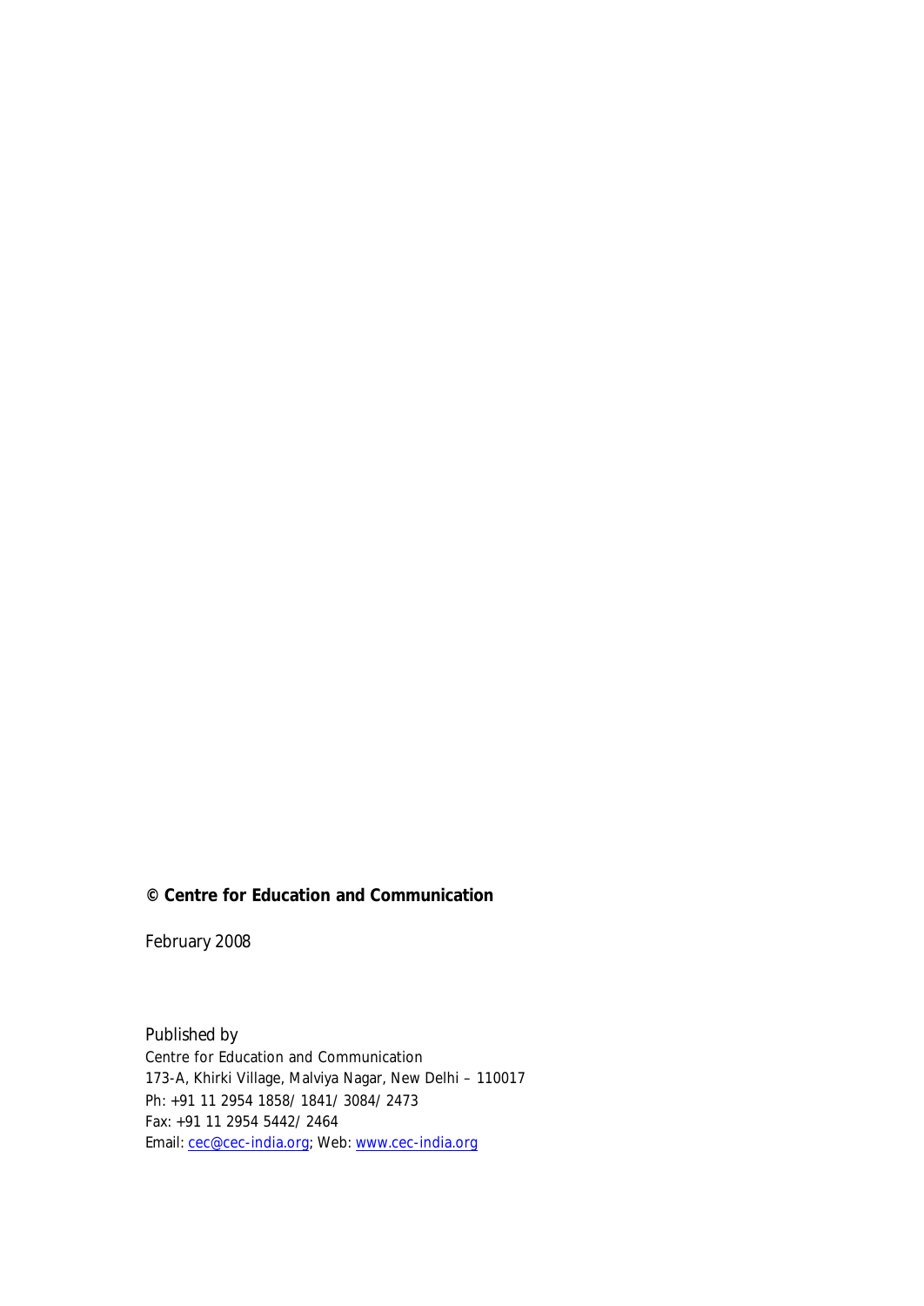**© Centre for Education and Communication**

February 2008

Published by
Centre for Education and Communication
173-A, Khirki Village, Malviya Nagar, New Delhi – 110017
Ph: +91 11 2954 1858/ 1841/ 3084/ 2473
Fax: +91 11 2954 5442/ 2464
Email: cec@cec-india.org; Web: www.cec-india.org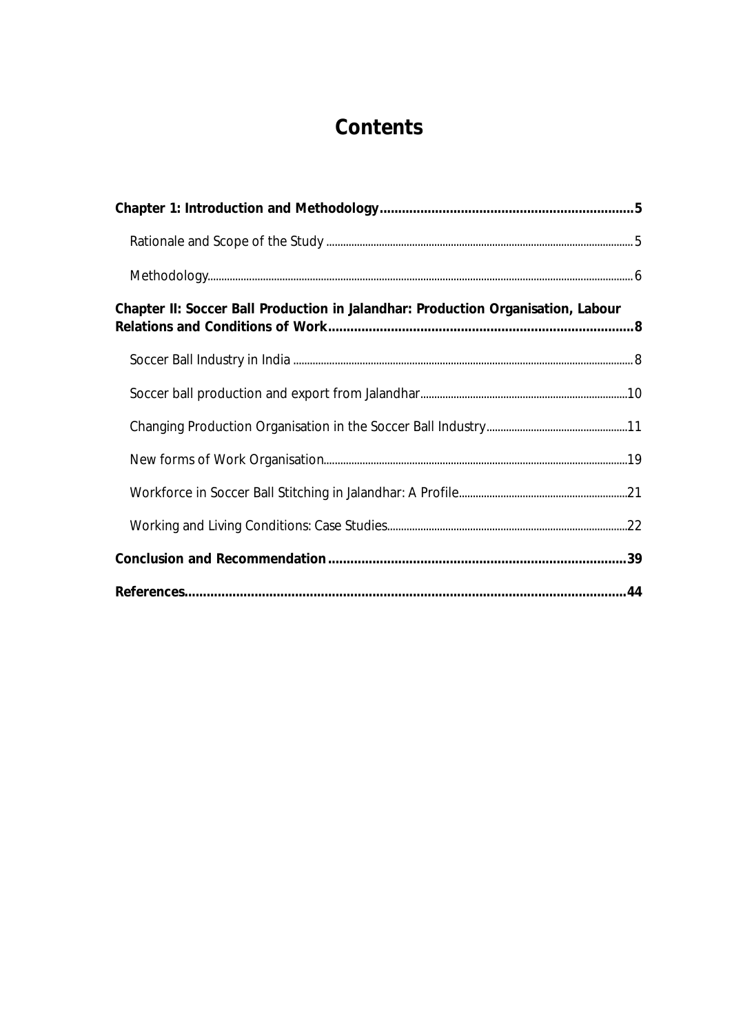# Contents

**Chapter 1: Introduction and Methodology** .......... **5**

- Rationale and Scope of the Study .......... 5
- Methodology .......... 6

**Chapter II: Soccer Ball Production in Jalandhar: Production Organisation, Labour Relations and Conditions of Work** .......... **8**

- Soccer Ball Industry in India .......... 8
- Soccer ball production and export from Jalandhar .......... 10
- Changing Production Organisation in the Soccer Ball Industry .......... 11
- New forms of Work Organisation .......... 19
- Workforce in Soccer Ball Stitching in Jalandhar: A Profile .......... 21
- Working and Living Conditions: Case Studies .......... 22

**Conclusion and Recommendation** .......... **39**

**References** .......... **44**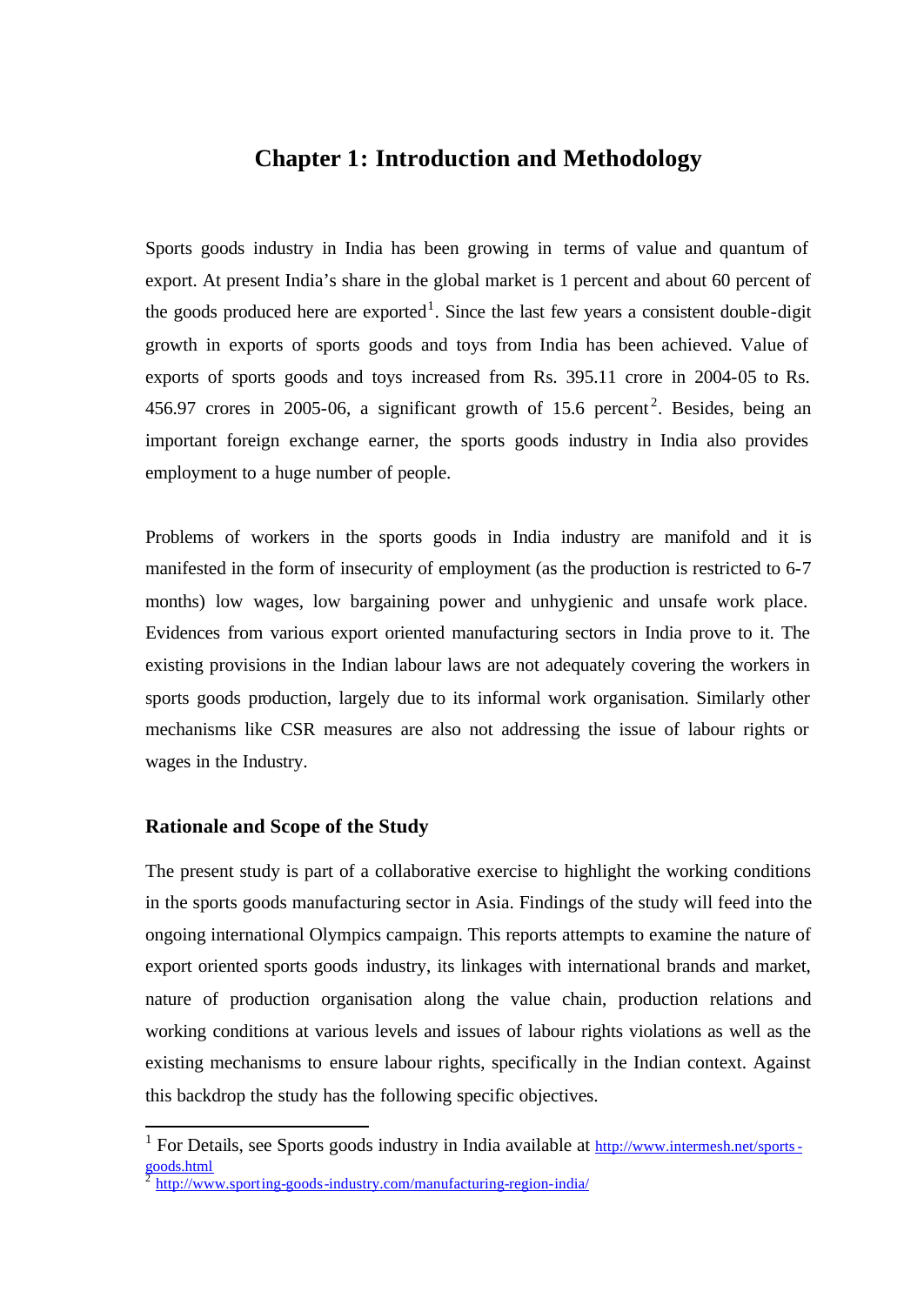# Chapter 1: Introduction and Methodology

Sports goods industry in India has been growing in terms of value and quantum of export. At present India's share in the global market is 1 percent and about 60 percent of the goods produced here are exported[1]. Since the last few years a consistent double-digit growth in exports of sports goods and toys from India has been achieved. Value of exports of sports goods and toys increased from Rs. 395.11 crore in 2004-05 to Rs. 456.97 crores in 2005-06, a significant growth of 15.6 percent[2]. Besides, being an important foreign exchange earner, the sports goods industry in India also provides employment to a huge number of people.

Problems of workers in the sports goods in India industry are manifold and it is manifested in the form of insecurity of employment (as the production is restricted to 6-7 months) low wages, low bargaining power and unhygienic and unsafe work place. Evidences from various export oriented manufacturing sectors in India prove to it. The existing provisions in the Indian labour laws are not adequately covering the workers in sports goods production, largely due to its informal work organisation. Similarly other mechanisms like CSR measures are also not addressing the issue of labour rights or wages in the Industry.

## Rationale and Scope of the Study

The present study is part of a collaborative exercise to highlight the working conditions in the sports goods manufacturing sector in Asia. Findings of the study will feed into the ongoing international Olympics campaign. This reports attempts to examine the nature of export oriented sports goods industry, its linkages with international brands and market, nature of production organisation along the value chain, production relations and working conditions at various levels and issues of labour rights violations as well as the existing mechanisms to ensure labour rights, specifically in the Indian context. Against this backdrop the study has the following specific objectives.

---

[1] For Details, see Sports goods industry in India available at http://www.intermesh.net/sports-goods.html

[2] http://www.sporting-goods-industry.com/manufacturing-region-india/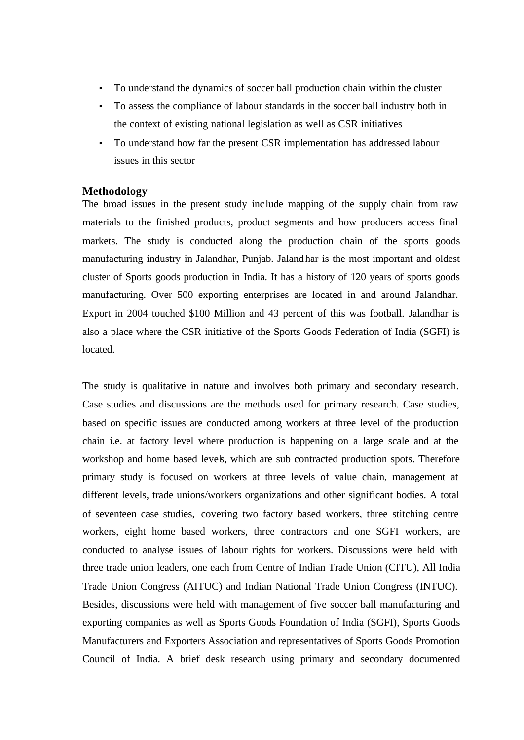- To understand the dynamics of soccer ball production chain within the cluster
- To assess the compliance of labour standards in the soccer ball industry both in the context of existing national legislation as well as CSR initiatives
- To understand how far the present CSR implementation has addressed labour issues in this sector

### Methodology

The broad issues in the present study include mapping of the supply chain from raw materials to the finished products, product segments and how producers access final markets. The study is conducted along the production chain of the sports goods manufacturing industry in Jalandhar, Punjab. Jalandhar is the most important and oldest cluster of Sports goods production in India. It has a history of 120 years of sports goods manufacturing. Over 500 exporting enterprises are located in and around Jalandhar. Export in 2004 touched $100 Million and 43 percent of this was football. Jalandhar is also a place where the CSR initiative of the Sports Goods Federation of India (SGFI) is located.

The study is qualitative in nature and involves both primary and secondary research. Case studies and discussions are the methods used for primary research. Case studies, based on specific issues are conducted among workers at three level of the production chain i.e. at factory level where production is happening on a large scale and at the workshop and home based levels, which are sub contracted production spots. Therefore primary study is focused on workers at three levels of value chain, management at different levels, trade unions/workers organizations and other significant bodies. A total of seventeen case studies, covering two factory based workers, three stitching centre workers, eight home based workers, three contractors and one SGFI workers, are conducted to analyse issues of labour rights for workers. Discussions were held with three trade union leaders, one each from Centre of Indian Trade Union (CITU), All India Trade Union Congress (AITUC) and Indian National Trade Union Congress (INTUC). Besides, discussions were held with management of five soccer ball manufacturing and exporting companies as well as Sports Goods Foundation of India (SGFI), Sports Goods Manufacturers and Exporters Association and representatives of Sports Goods Promotion Council of India. A brief desk research using primary and secondary documented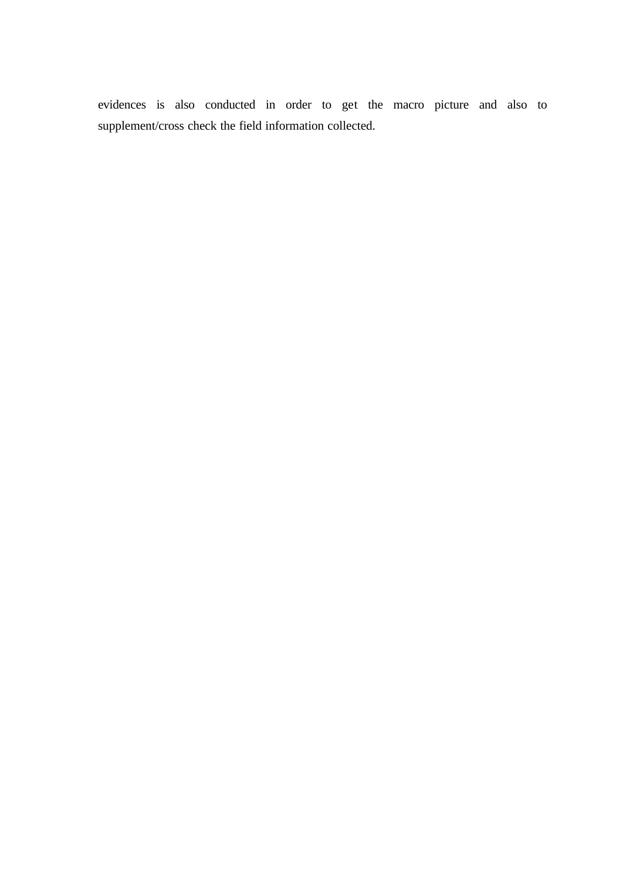evidences is also conducted in order to get the macro picture and also to supplement/cross check the field information collected.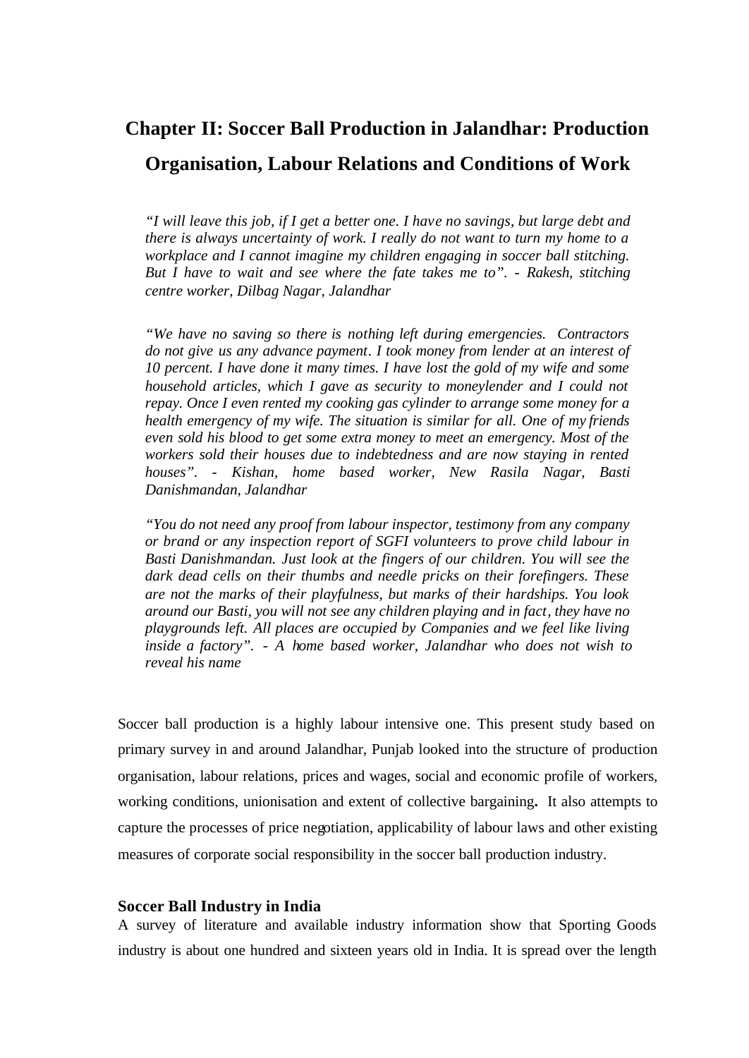# Chapter II: Soccer Ball Production in Jalandhar: Production Organisation, Labour Relations and Conditions of Work

> *"I will leave this job, if I get a better one. I have no savings, but large debt and there is always uncertainty of work. I really do not want to turn my home to a workplace and I cannot imagine my children engaging in soccer ball stitching. But I have to wait and see where the fate takes me to". - Rakesh, stitching centre worker, Dilbag Nagar, Jalandhar*

> *"We have no saving so there is nothing left during emergencies. Contractors do not give us any advance payment. I took money from lender at an interest of 10 percent. I have done it many times. I have lost the gold of my wife and some household articles, which I gave as security to moneylender and I could not repay. Once I even rented my cooking gas cylinder to arrange some money for a health emergency of my wife. The situation is similar for all. One of my friends even sold his blood to get some extra money to meet an emergency. Most of the workers sold their houses due to indebtedness and are now staying in rented houses". - Kishan, home based worker, New Rasila Nagar, Basti Danishmandan, Jalandhar*

> *"You do not need any proof from labour inspector, testimony from any company or brand or any inspection report of SGFI volunteers to prove child labour in Basti Danishmandan. Just look at the fingers of our children. You will see the dark dead cells on their thumbs and needle pricks on their forefingers. These are not the marks of their playfulness, but marks of their hardships. You look around our Basti, you will not see any children playing and in fact, they have no playgrounds left. All places are occupied by Companies and we feel like living inside a factory". - A home based worker, Jalandhar who does not wish to reveal his name*

Soccer ball production is a highly labour intensive one. This present study based on primary survey in and around Jalandhar, Punjab looked into the structure of production organisation, labour relations, prices and wages, social and economic profile of workers, working conditions, unionisation and extent of collective bargaining**.** It also attempts to capture the processes of price negotiation, applicability of labour laws and other existing measures of corporate social responsibility in the soccer ball production industry.

### Soccer Ball Industry in India

A survey of literature and available industry information show that Sporting Goods industry is about one hundred and sixteen years old in India. It is spread over the length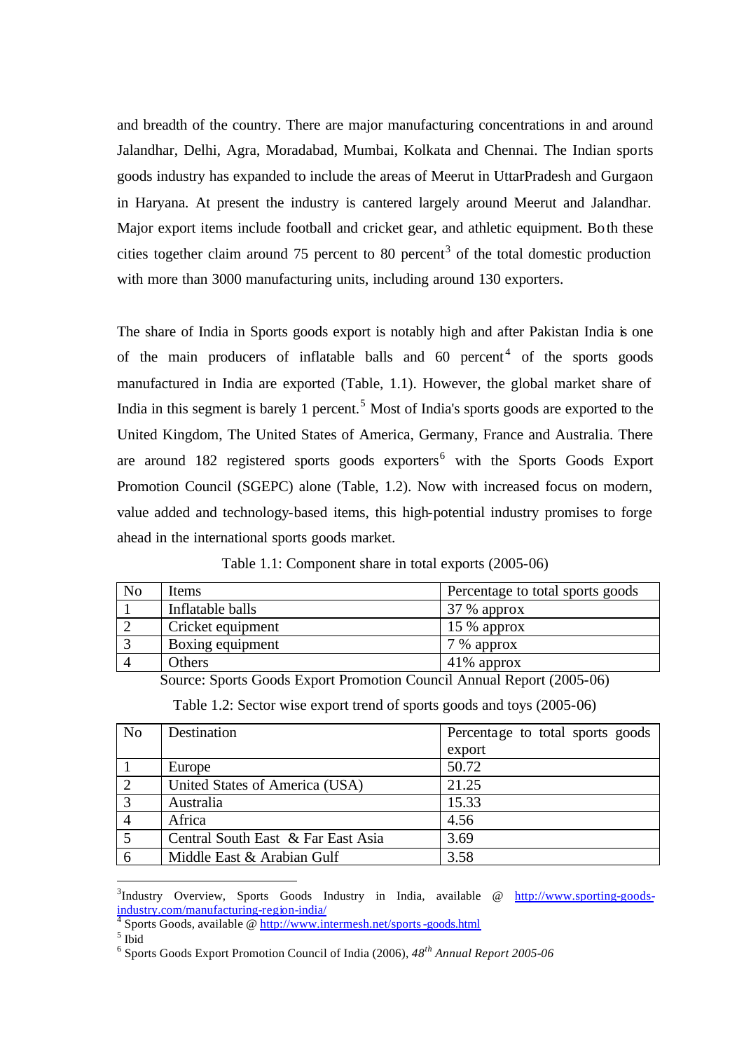and breadth of the country. There are major manufacturing concentrations in and around Jalandhar, Delhi, Agra, Moradabad, Mumbai, Kolkata and Chennai. The Indian sports goods industry has expanded to include the areas of Meerut in UttarPradesh and Gurgaon in Haryana. At present the industry is cantered largely around Meerut and Jalandhar. Major export items include football and cricket gear, and athletic equipment. Both these cities together claim around 75 percent to 80 percent[3] of the total domestic production with more than 3000 manufacturing units, including around 130 exporters.

The share of India in Sports goods export is notably high and after Pakistan India is one of the main producers of inflatable balls and 60 percent[4] of the sports goods manufactured in India are exported (Table, 1.1). However, the global market share of India in this segment is barely 1 percent.[5] Most of India's sports goods are exported to the United Kingdom, The United States of America, Germany, France and Australia. There are around 182 registered sports goods exporters[6] with the Sports Goods Export Promotion Council (SGEPC) alone (Table, 1.2). Now with increased focus on modern, value added and technology-based items, this high-potential industry promises to forge ahead in the international sports goods market.

Table 1.1: Component share in total exports (2005-06)

| No | Items | Percentage to total sports goods |
|---|---|---|
| 1 | Inflatable balls | 37 % approx |
| 2 | Cricket equipment | 15 % approx |
| 3 | Boxing equipment | 7 % approx |
| 4 | Others | 41% approx |

Source: Sports Goods Export Promotion Council Annual Report (2005-06)

Table 1.2: Sector wise export trend of sports goods and toys (2005-06)

| No | Destination | Percentage to total sports goods export |
|---|---|---|
| 1 | Europe | 50.72 |
| 2 | United States of America (USA) | 21.25 |
| 3 | Australia | 15.33 |
| 4 | Africa | 4.56 |
| 5 | Central South East & Far East Asia | 3.69 |
| 6 | Middle East & Arabian Gulf | 3.58 |

---

[3] Industry Overview, Sports Goods Industry in India, available @ http://www.sporting-goods-industry.com/manufacturing-region-india/

[4] Sports Goods, available @ http://www.intermesh.net/sports-goods.html

[5] Ibid

[6] Sports Goods Export Promotion Council of India (2006), *48th Annual Report 2005-06*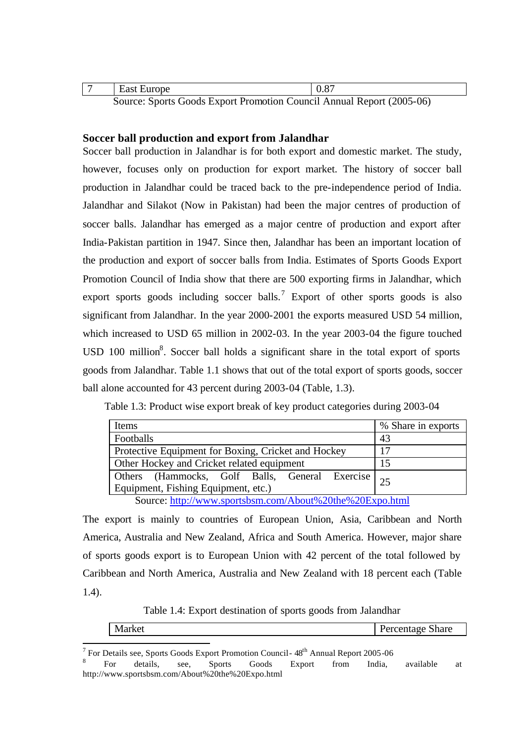| 7 | East Europe | 0.87 |
|---|---|---|

Source: Sports Goods Export Promotion Council Annual Report (2005-06)

**Soccer ball production and export from Jalandhar**

Soccer ball production in Jalandhar is for both export and domestic market. The study, however, focuses only on production for export market. The history of soccer ball production in Jalandhar could be traced back to the pre-independence period of India. Jalandhar and Silakot (Now in Pakistan) had been the major centres of production of soccer balls. Jalandhar has emerged as a major centre of production and export after India-Pakistan partition in 1947. Since then, Jalandhar has been an important location of the production and export of soccer balls from India. Estimates of Sports Goods Export Promotion Council of India show that there are 500 exporting firms in Jalandhar, which export sports goods including soccer balls.[7] Export of other sports goods is also significant from Jalandhar. In the year 2000-2001 the exports measured USD 54 million, which increased to USD 65 million in 2002-03. In the year 2003-04 the figure touched USD 100 million[8]. Soccer ball holds a significant share in the total export of sports goods from Jalandhar. Table 1.1 shows that out of the total export of sports goods, soccer ball alone accounted for 43 percent during 2003-04 (Table, 1.3).

Table 1.3: Product wise export break of key product categories during 2003-04

| Items | % Share in exports |
|---|---|
| Footballs | 43 |
| Protective Equipment for Boxing, Cricket and Hockey | 17 |
| Other Hockey and Cricket related equipment | 15 |
| Others (Hammocks, Golf Balls, General Exercise Equipment, Fishing Equipment, etc.) | 25 |

Source: http://www.sportsbsm.com/About%20the%20Expo.html

The export is mainly to countries of European Union, Asia, Caribbean and North America, Australia and New Zealand, Africa and South America. However, major share of sports goods export is to European Union with 42 percent of the total followed by Caribbean and North America, Australia and New Zealand with 18 percent each (Table 1.4).

Table 1.4: Export destination of sports goods from Jalandhar

| Market | Percentage Share |
|---|---|

[7] For Details see, Sports Goods Export Promotion Council- 48th Annual Report 2005-06

[8] For details, see, Sports Goods Export from India, available at http://www.sportsbsm.com/About%20the%20Expo.html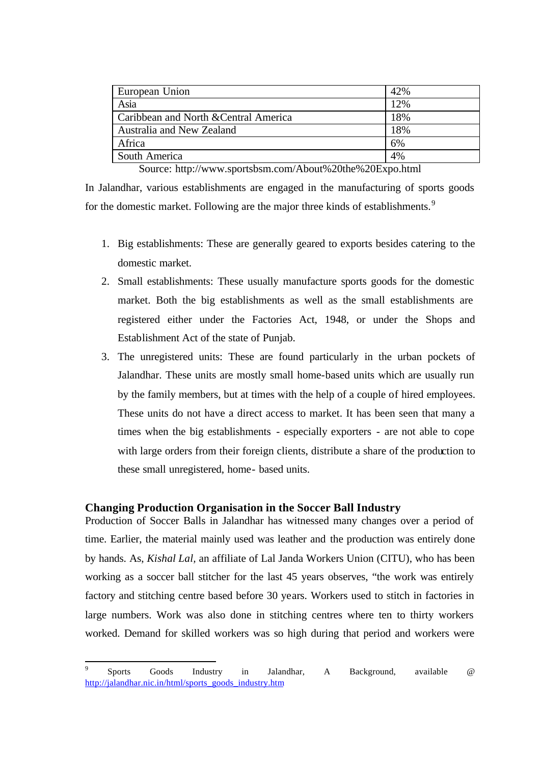| European Union | 42% |
|---|---|
| Asia | 12% |
| Caribbean and North &Central America | 18% |
| Australia and New Zealand | 18% |
| Africa | 6% |
| South America | 4% |

Source: http://www.sportsbsm.com/About%20the%20Expo.html

In Jalandhar, various establishments are engaged in the manufacturing of sports goods for the domestic market. Following are the major three kinds of establishments.[9]

1. Big establishments: These are generally geared to exports besides catering to the domestic market.
2. Small establishments: These usually manufacture sports goods for the domestic market. Both the big establishments as well as the small establishments are registered either under the Factories Act, 1948, or under the Shops and Establishment Act of the state of Punjab.
3. The unregistered units: These are found particularly in the urban pockets of Jalandhar. These units are mostly small home-based units which are usually run by the family members, but at times with the help of a couple of hired employees. These units do not have a direct access to market. It has been seen that many a times when the big establishments - especially exporters - are not able to cope with large orders from their foreign clients, distribute a share of the production to these small unregistered, home- based units.

**Changing Production Organisation in the Soccer Ball Industry**

Production of Soccer Balls in Jalandhar has witnessed many changes over a period of time. Earlier, the material mainly used was leather and the production was entirely done by hands. As, *Kishal Lal*, an affiliate of Lal Janda Workers Union (CITU), who has been working as a soccer ball stitcher for the last 45 years observes, "the work was entirely factory and stitching centre based before 30 years. Workers used to stitch in factories in large numbers. Work was also done in stitching centres where ten to thirty workers worked. Demand for skilled workers was so high during that period and workers were

[9] Sports Goods Industry in Jalandhar, A Background, available @ http://jalandhar.nic.in/html/sports_goods_industry.htm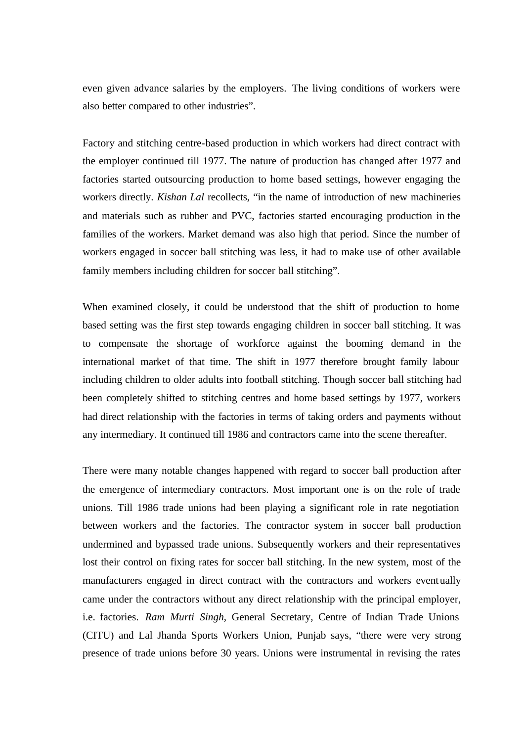even given advance salaries by the employers. The living conditions of workers were also better compared to other industries".

Factory and stitching centre-based production in which workers had direct contract with the employer continued till 1977. The nature of production has changed after 1977 and factories started outsourcing production to home based settings, however engaging the workers directly. *Kishan Lal* recollects, "in the name of introduction of new machineries and materials such as rubber and PVC, factories started encouraging production in the families of the workers. Market demand was also high that period. Since the number of workers engaged in soccer ball stitching was less, it had to make use of other available family members including children for soccer ball stitching".

When examined closely, it could be understood that the shift of production to home based setting was the first step towards engaging children in soccer ball stitching. It was to compensate the shortage of workforce against the booming demand in the international market of that time. The shift in 1977 therefore brought family labour including children to older adults into football stitching. Though soccer ball stitching had been completely shifted to stitching centres and home based settings by 1977, workers had direct relationship with the factories in terms of taking orders and payments without any intermediary. It continued till 1986 and contractors came into the scene thereafter.

There were many notable changes happened with regard to soccer ball production after the emergence of intermediary contractors. Most important one is on the role of trade unions. Till 1986 trade unions had been playing a significant role in rate negotiation between workers and the factories. The contractor system in soccer ball production undermined and bypassed trade unions. Subsequently workers and their representatives lost their control on fixing rates for soccer ball stitching. In the new system, most of the manufacturers engaged in direct contract with the contractors and workers eventually came under the contractors without any direct relationship with the principal employer, i.e. factories. *Ram Murti Singh*, General Secretary, Centre of Indian Trade Unions (CITU) and Lal Jhanda Sports Workers Union, Punjab says, "there were very strong presence of trade unions before 30 years. Unions were instrumental in revising the rates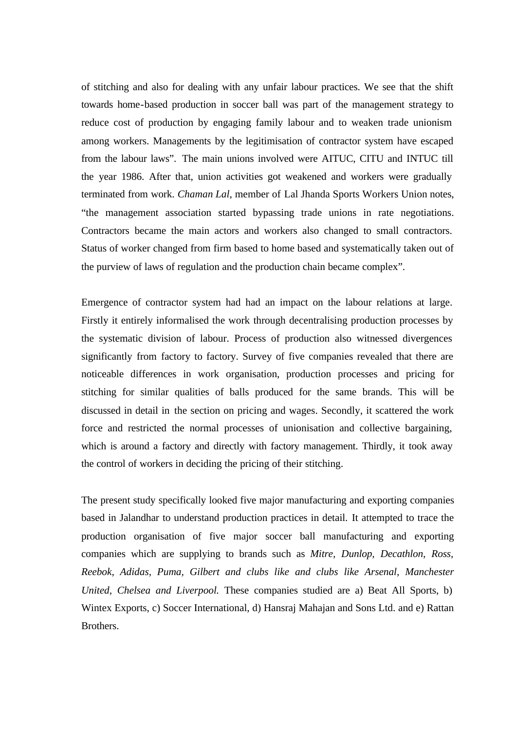of stitching and also for dealing with any unfair labour practices. We see that the shift towards home-based production in soccer ball was part of the management strategy to reduce cost of production by engaging family labour and to weaken trade unionism among workers. Managements by the legitimisation of contractor system have escaped from the labour laws". The main unions involved were AITUC, CITU and INTUC till the year 1986. After that, union activities got weakened and workers were gradually terminated from work. *Chaman Lal*, member of Lal Jhanda Sports Workers Union notes, "the management association started bypassing trade unions in rate negotiations. Contractors became the main actors and workers also changed to small contractors. Status of worker changed from firm based to home based and systematically taken out of the purview of laws of regulation and the production chain became complex".

Emergence of contractor system had had an impact on the labour relations at large. Firstly it entirely informalised the work through decentralising production processes by the systematic division of labour. Process of production also witnessed divergences significantly from factory to factory. Survey of five companies revealed that there are noticeable differences in work organisation, production processes and pricing for stitching for similar qualities of balls produced for the same brands. This will be discussed in detail in the section on pricing and wages. Secondly, it scattered the work force and restricted the normal processes of unionisation and collective bargaining, which is around a factory and directly with factory management. Thirdly, it took away the control of workers in deciding the pricing of their stitching.

The present study specifically looked five major manufacturing and exporting companies based in Jalandhar to understand production practices in detail. It attempted to trace the production organisation of five major soccer ball manufacturing and exporting companies which are supplying to brands such as *Mitre, Dunlop, Decathlon, Ross, Reebok, Adidas, Puma, Gilbert and clubs like and clubs like Arsenal, Manchester United, Chelsea and Liverpool.* These companies studied are a) Beat All Sports, b) Wintex Exports, c) Soccer International, d) Hansraj Mahajan and Sons Ltd. and e) Rattan Brothers.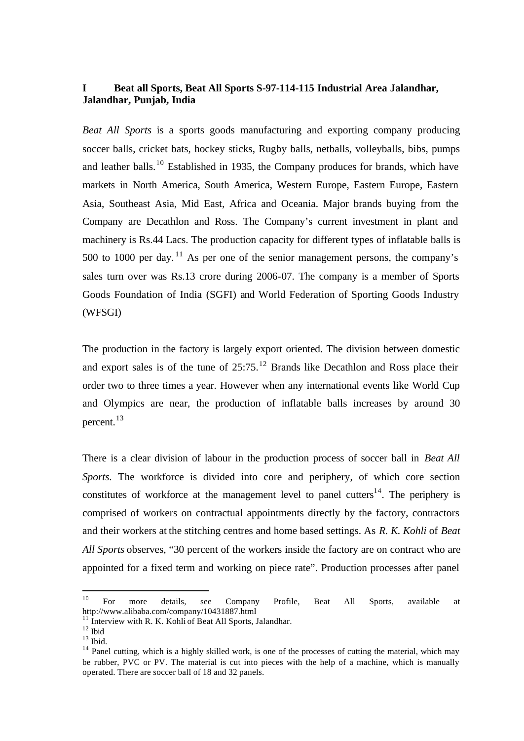**I Beat all Sports, Beat All Sports S-97-114-115 Industrial Area Jalandhar, Jalandhar, Punjab, India**

*Beat All Sports* is a sports goods manufacturing and exporting company producing soccer balls, cricket bats, hockey sticks, Rugby balls, netballs, volleyballs, bibs, pumps and leather balls.[10] Established in 1935, the Company produces for brands, which have markets in North America, South America, Western Europe, Eastern Europe, Eastern Asia, Southeast Asia, Mid East, Africa and Oceania. Major brands buying from the Company are Decathlon and Ross. The Company's current investment in plant and machinery is Rs.44 Lacs. The production capacity for different types of inflatable balls is 500 to 1000 per day.[11] As per one of the senior management persons, the company's sales turn over was Rs.13 crore during 2006-07. The company is a member of Sports Goods Foundation of India (SGFI) and World Federation of Sporting Goods Industry (WFSGI)

The production in the factory is largely export oriented. The division between domestic and export sales is of the tune of 25:75.[12] Brands like Decathlon and Ross place their order two to three times a year. However when any international events like World Cup and Olympics are near, the production of inflatable balls increases by around 30 percent.[13]

There is a clear division of labour in the production process of soccer ball in *Beat All Sports*. The workforce is divided into core and periphery, of which core section constitutes of workforce at the management level to panel cutters[14]. The periphery is comprised of workers on contractual appointments directly by the factory, contractors and their workers at the stitching centres and home based settings. As *R. K. Kohli* of *Beat All Sports* observes, "30 percent of the workers inside the factory are on contract who are appointed for a fixed term and working on piece rate". Production processes after panel

---

[10] For more details, see Company Profile, Beat All Sports, available at http://www.alibaba.com/company/10431887.html

[11] Interview with R. K. Kohli of Beat All Sports, Jalandhar.

[12] Ibid

[13] Ibid.

[14] Panel cutting, which is a highly skilled work, is one of the processes of cutting the material, which may be rubber, PVC or PV. The material is cut into pieces with the help of a machine, which is manually operated. There are soccer ball of 18 and 32 panels.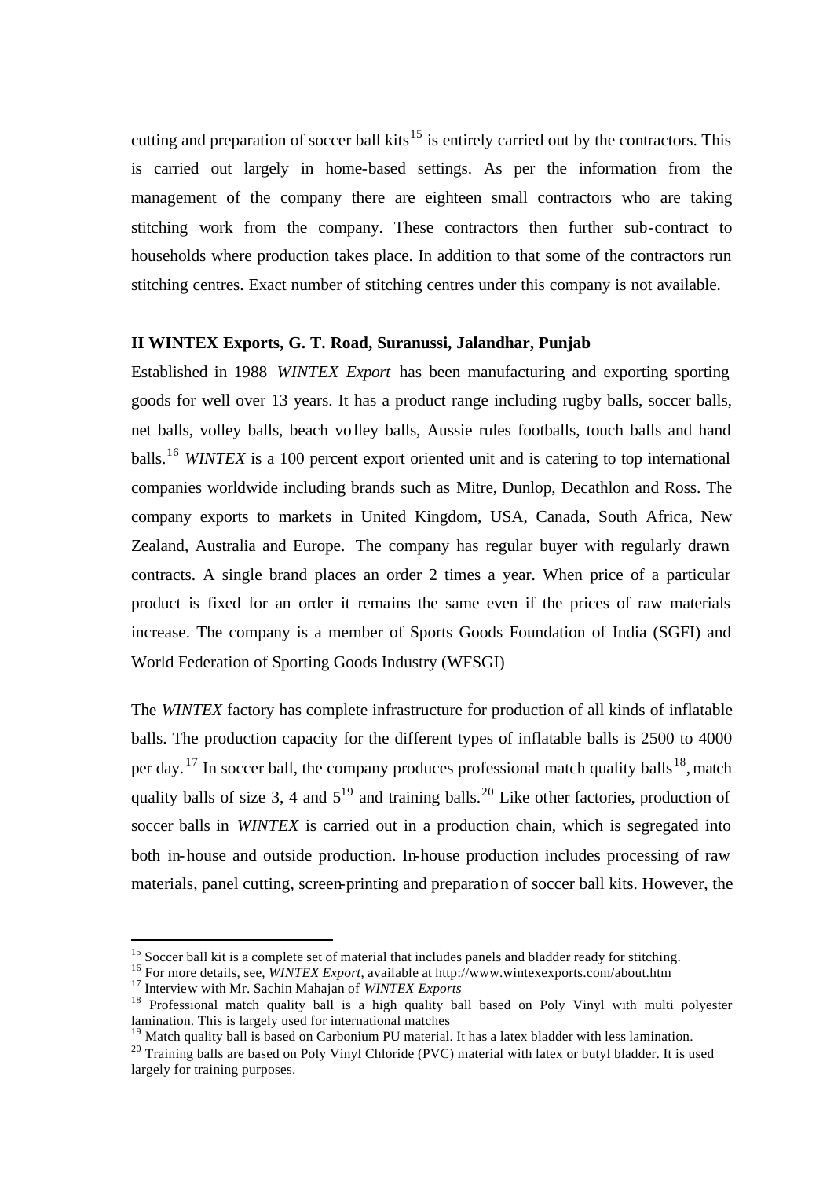cutting and preparation of soccer ball kits[15] is entirely carried out by the contractors. This is carried out largely in home-based settings. As per the information from the management of the company there are eighteen small contractors who are taking stitching work from the company. These contractors then further sub-contract to households where production takes place. In addition to that some of the contractors run stitching centres. Exact number of stitching centres under this company is not available.

**II WINTEX Exports, G. T. Road, Suranussi, Jalandhar, Punjab**

Established in 1988 *WINTEX Export* has been manufacturing and exporting sporting goods for well over 13 years. It has a product range including rugby balls, soccer balls, net balls, volley balls, beach volley balls, Aussie rules footballs, touch balls and hand balls.[16] *WINTEX* is a 100 percent export oriented unit and is catering to top international companies worldwide including brands such as Mitre, Dunlop, Decathlon and Ross. The company exports to markets in United Kingdom, USA, Canada, South Africa, New Zealand, Australia and Europe. The company has regular buyer with regularly drawn contracts. A single brand places an order 2 times a year. When price of a particular product is fixed for an order it remains the same even if the prices of raw materials increase. The company is a member of Sports Goods Foundation of India (SGFI) and World Federation of Sporting Goods Industry (WFSGI)

The *WINTEX* factory has complete infrastructure for production of all kinds of inflatable balls. The production capacity for the different types of inflatable balls is 2500 to 4000 per day.[17] In soccer ball, the company produces professional match quality balls[18], match quality balls of size 3, 4 and 5[19] and training balls.[20] Like other factories, production of soccer balls in *WINTEX* is carried out in a production chain, which is segregated into both in-house and outside production. In-house production includes processing of raw materials, panel cutting, screen-printing and preparation of soccer ball kits. However, the

---

[15] Soccer ball kit is a complete set of material that includes panels and bladder ready for stitching.

[16] For more details, see, *WINTEX Export*, available at http://www.wintexexports.com/about.htm

[17] Interview with Mr. Sachin Mahajan of *WINTEX Exports*

[18] Professional match quality ball is a high quality ball based on Poly Vinyl with multi polyester lamination. This is largely used for international matches

[19] Match quality ball is based on Carbonium PU material. It has a latex bladder with less lamination.

[20] Training balls are based on Poly Vinyl Chloride (PVC) material with latex or butyl bladder. It is used largely for training purposes.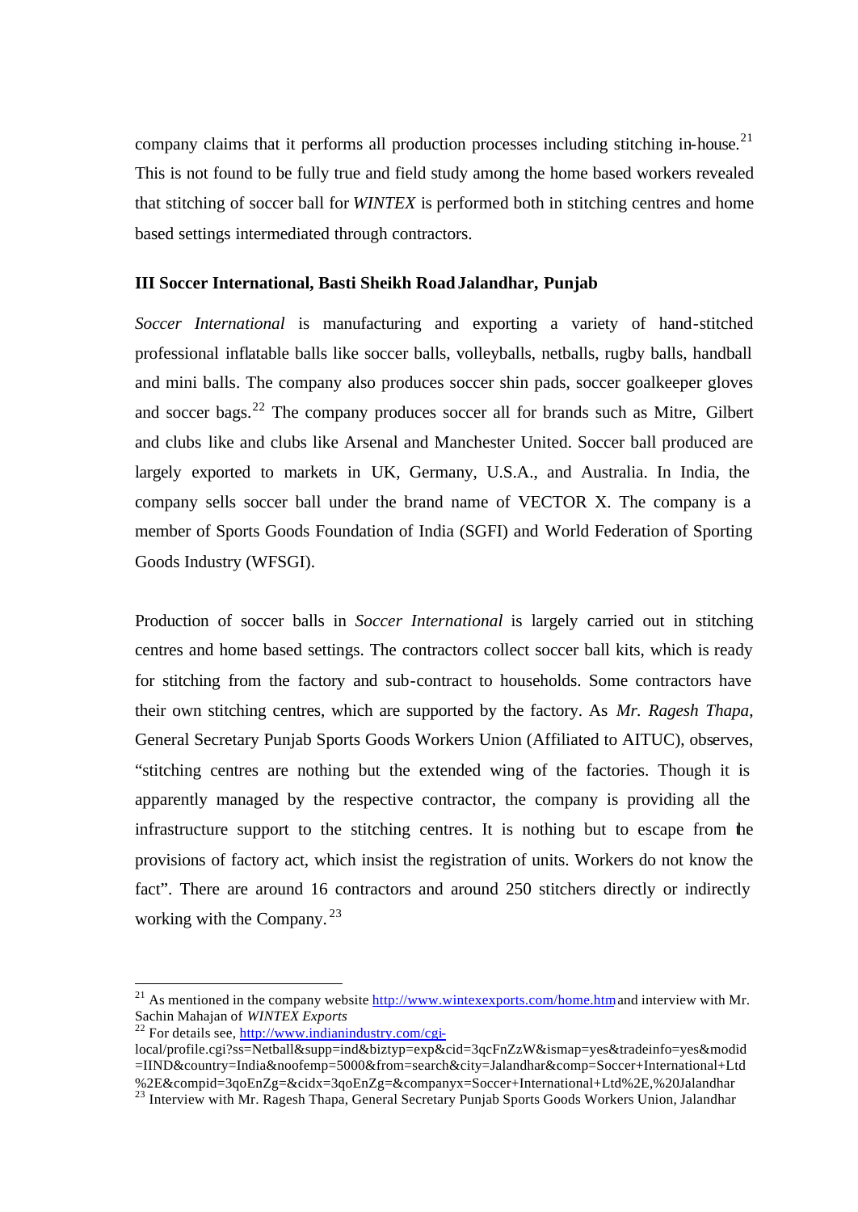company claims that it performs all production processes including stitching in-house.[21] This is not found to be fully true and field study among the home based workers revealed that stitching of soccer ball for *WINTEX* is performed both in stitching centres and home based settings intermediated through contractors.

### III Soccer International, Basti Sheikh Road Jalandhar, Punjab

*Soccer International* is manufacturing and exporting a variety of hand-stitched professional inflatable balls like soccer balls, volleyballs, netballs, rugby balls, handball and mini balls. The company also produces soccer shin pads, soccer goalkeeper gloves and soccer bags.[22] The company produces soccer all for brands such as Mitre, Gilbert and clubs like and clubs like Arsenal and Manchester United. Soccer ball produced are largely exported to markets in UK, Germany, U.S.A., and Australia. In India, the company sells soccer ball under the brand name of VECTOR X. The company is a member of Sports Goods Foundation of India (SGFI) and World Federation of Sporting Goods Industry (WFSGI).

Production of soccer balls in *Soccer International* is largely carried out in stitching centres and home based settings. The contractors collect soccer ball kits, which is ready for stitching from the factory and sub-contract to households. Some contractors have their own stitching centres, which are supported by the factory. As *Mr. Ragesh Thapa*, General Secretary Punjab Sports Goods Workers Union (Affiliated to AITUC), observes, "stitching centres are nothing but the extended wing of the factories. Though it is apparently managed by the respective contractor, the company is providing all the infrastructure support to the stitching centres. It is nothing but to escape from the provisions of factory act, which insist the registration of units. Workers do not know the fact". There are around 16 contractors and around 250 stitchers directly or indirectly working with the Company.[23]

---

[21] As mentioned in the company website http://www.wintexexports.com/home.htm and interview with Mr. Sachin Mahajan of *WINTEX Exports*

[22] For details see, http://www.indianindustry.com/cgi-local/profile.cgi?ss=Netball&supp=ind&biztyp=exp&cid=3qcFnZzW&ismap=yes&tradeinfo=yes&modid=IIND&country=India&noofemp=5000&from=search&city=Jalandhar&comp=Soccer+International+Ltd%2E&compid=3qoEnZg=&cidx=3qoEnZg=&companyx=Soccer+International+Ltd%2E,%20Jalandhar

[23] Interview with Mr. Ragesh Thapa, General Secretary Punjab Sports Goods Workers Union, Jalandhar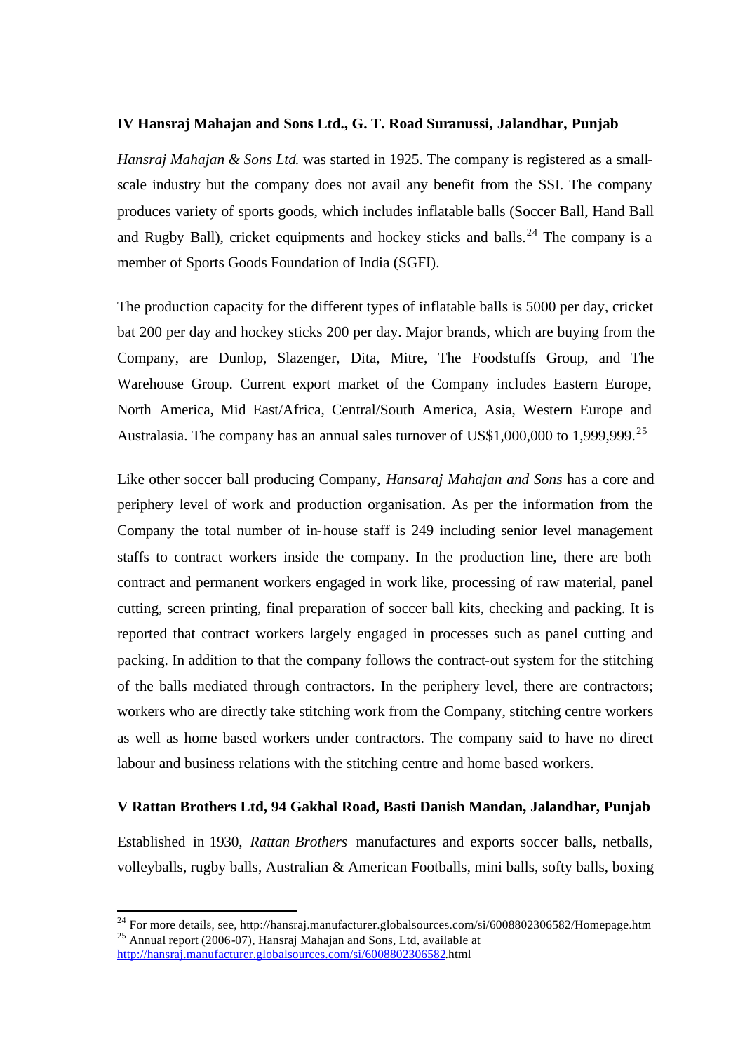**IV Hansraj Mahajan and Sons Ltd., G. T. Road Suranussi, Jalandhar, Punjab**

*Hansraj Mahajan & Sons Ltd.* was started in 1925. The company is registered as a small-scale industry but the company does not avail any benefit from the SSI. The company produces variety of sports goods, which includes inflatable balls (Soccer Ball, Hand Ball and Rugby Ball), cricket equipments and hockey sticks and balls.[24] The company is a member of Sports Goods Foundation of India (SGFI).

The production capacity for the different types of inflatable balls is 5000 per day, cricket bat 200 per day and hockey sticks 200 per day. Major brands, which are buying from the Company, are Dunlop, Slazenger, Dita, Mitre, The Foodstuffs Group, and The Warehouse Group. Current export market of the Company includes Eastern Europe, North America, Mid East/Africa, Central/South America, Asia, Western Europe and Australasia. The company has an annual sales turnover of US$1,000,000 to 1,999,999.[25]

Like other soccer ball producing Company, *Hansaraj Mahajan and Sons* has a core and periphery level of work and production organisation. As per the information from the Company the total number of in-house staff is 249 including senior level management staffs to contract workers inside the company. In the production line, there are both contract and permanent workers engaged in work like, processing of raw material, panel cutting, screen printing, final preparation of soccer ball kits, checking and packing. It is reported that contract workers largely engaged in processes such as panel cutting and packing. In addition to that the company follows the contract-out system for the stitching of the balls mediated through contractors. In the periphery level, there are contractors; workers who are directly take stitching work from the Company, stitching centre workers as well as home based workers under contractors. The company said to have no direct labour and business relations with the stitching centre and home based workers.

**V Rattan Brothers Ltd, 94 Gakhal Road, Basti Danish Mandan, Jalandhar, Punjab**

Established in 1930, *Rattan Brothers* manufactures and exports soccer balls, netballs, volleyballs, rugby balls, Australian & American Footballs, mini balls, softy balls, boxing

---

[24] For more details, see, http://hansraj.manufacturer.globalsources.com/si/6008802306582/Homepage.htm

[25] Annual report (2006-07), Hansraj Mahajan and Sons, Ltd, available at http://hansraj.manufacturer.globalsources.com/si/6008802306582.html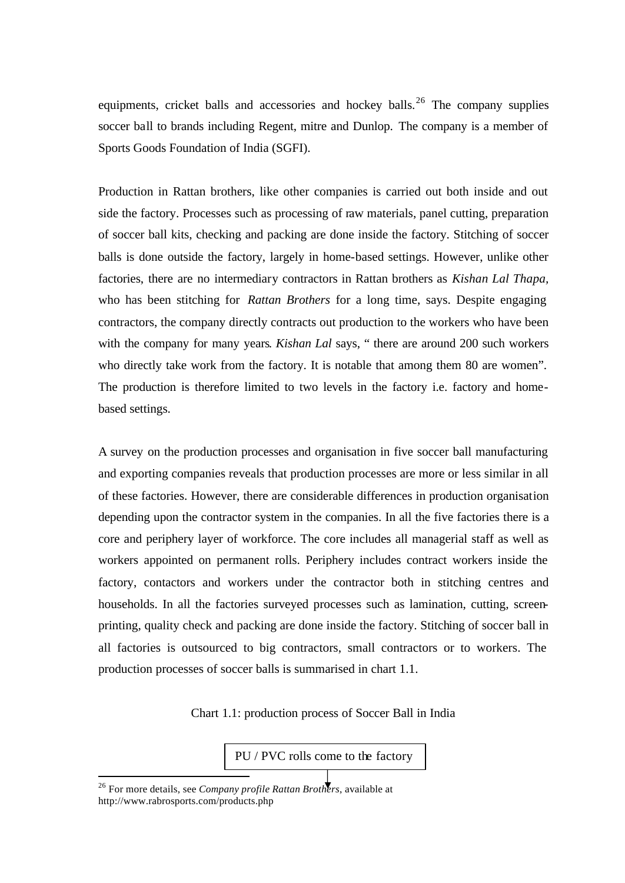equipments, cricket balls and accessories and hockey balls.[26] The company supplies soccer ball to brands including Regent, mitre and Dunlop. The company is a member of Sports Goods Foundation of India (SGFI).

Production in Rattan brothers, like other companies is carried out both inside and out side the factory. Processes such as processing of raw materials, panel cutting, preparation of soccer ball kits, checking and packing are done inside the factory. Stitching of soccer balls is done outside the factory, largely in home-based settings. However, unlike other factories, there are no intermediary contractors in Rattan brothers as *Kishan Lal Thapa*, who has been stitching for *Rattan Brothers* for a long time, says. Despite engaging contractors, the company directly contracts out production to the workers who have been with the company for many years. *Kishan Lal* says, " there are around 200 such workers who directly take work from the factory. It is notable that among them 80 are women". The production is therefore limited to two levels in the factory i.e. factory and home-based settings.

A survey on the production processes and organisation in five soccer ball manufacturing and exporting companies reveals that production processes are more or less similar in all of these factories. However, there are considerable differences in production organisation depending upon the contractor system in the companies. In all the five factories there is a core and periphery layer of workforce. The core includes all managerial staff as well as workers appointed on permanent rolls. Periphery includes contract workers inside the factory, contactors and workers under the contractor both in stitching centres and households. In all the factories surveyed processes such as lamination, cutting, screen-printing, quality check and packing are done inside the factory. Stitching of soccer ball in all factories is outsourced to big contractors, small contractors or to workers. The production processes of soccer balls is summarised in chart 1.1.

Chart 1.1: production process of Soccer Ball in India

PU / PVC rolls come to the factory

↓

[26] For more details, see *Company profile Rattan Brothers*, available at http://www.rabrosports.com/products.php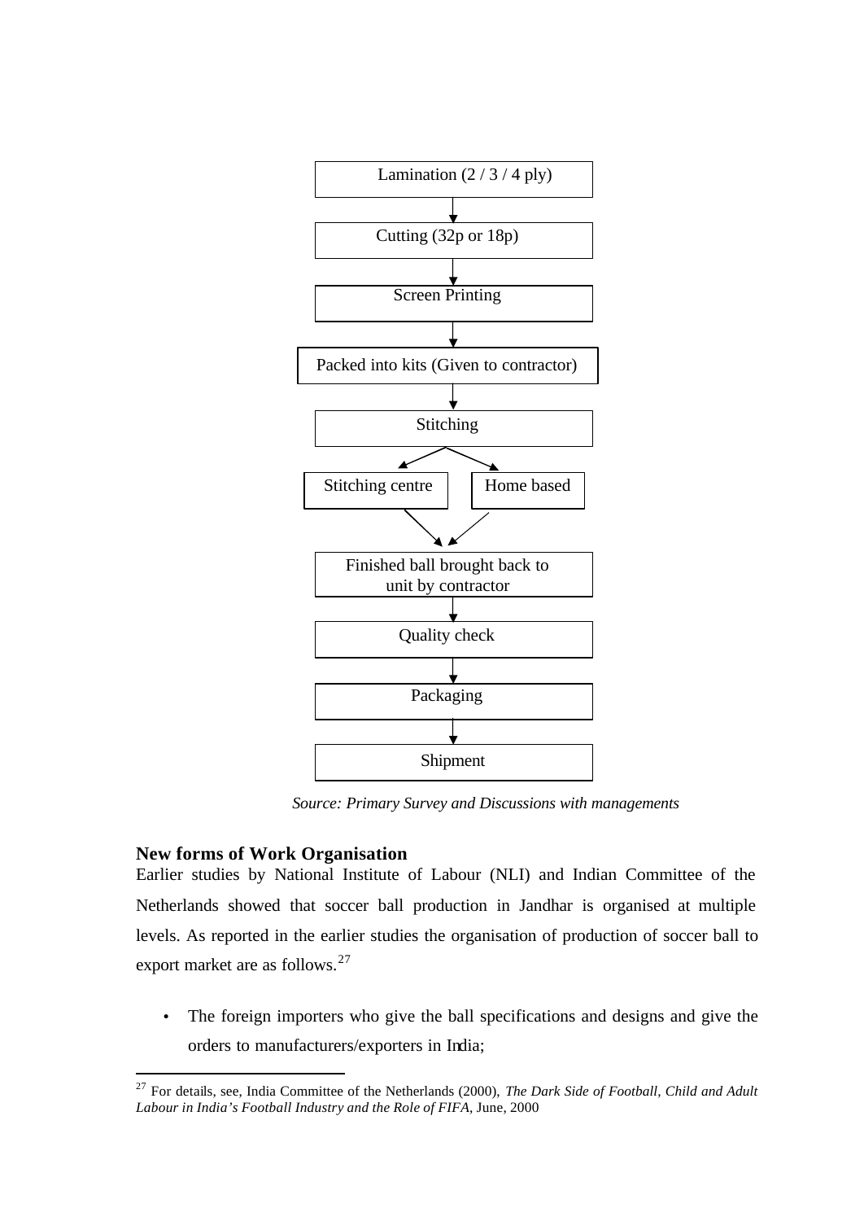Lamination (2 / 3 / 4 ply)

↓

Cutting (32p or 18p)

↓

Screen Printing

↓

Packed into kits (Given to contractor)

↓

Stitching

↙ ↘

Stitching centre | Home based

↘ ↙

Finished ball brought back to unit by contractor

↓

Quality check

↓

Packaging

↓

Shipment

*Source: Primary Survey and Discussions with managements*

### New forms of Work Organisation

Earlier studies by National Institute of Labour (NLI) and Indian Committee of the Netherlands showed that soccer ball production in Jandhar is organised at multiple levels. As reported in the earlier studies the organisation of production of soccer ball to export market are as follows.[27]

- The foreign importers who give the ball specifications and designs and give the orders to manufacturers/exporters in India;

---

[27] For details, see, India Committee of the Netherlands (2000), *The Dark Side of Football, Child and Adult Labour in India's Football Industry and the Role of FIFA*, June, 2000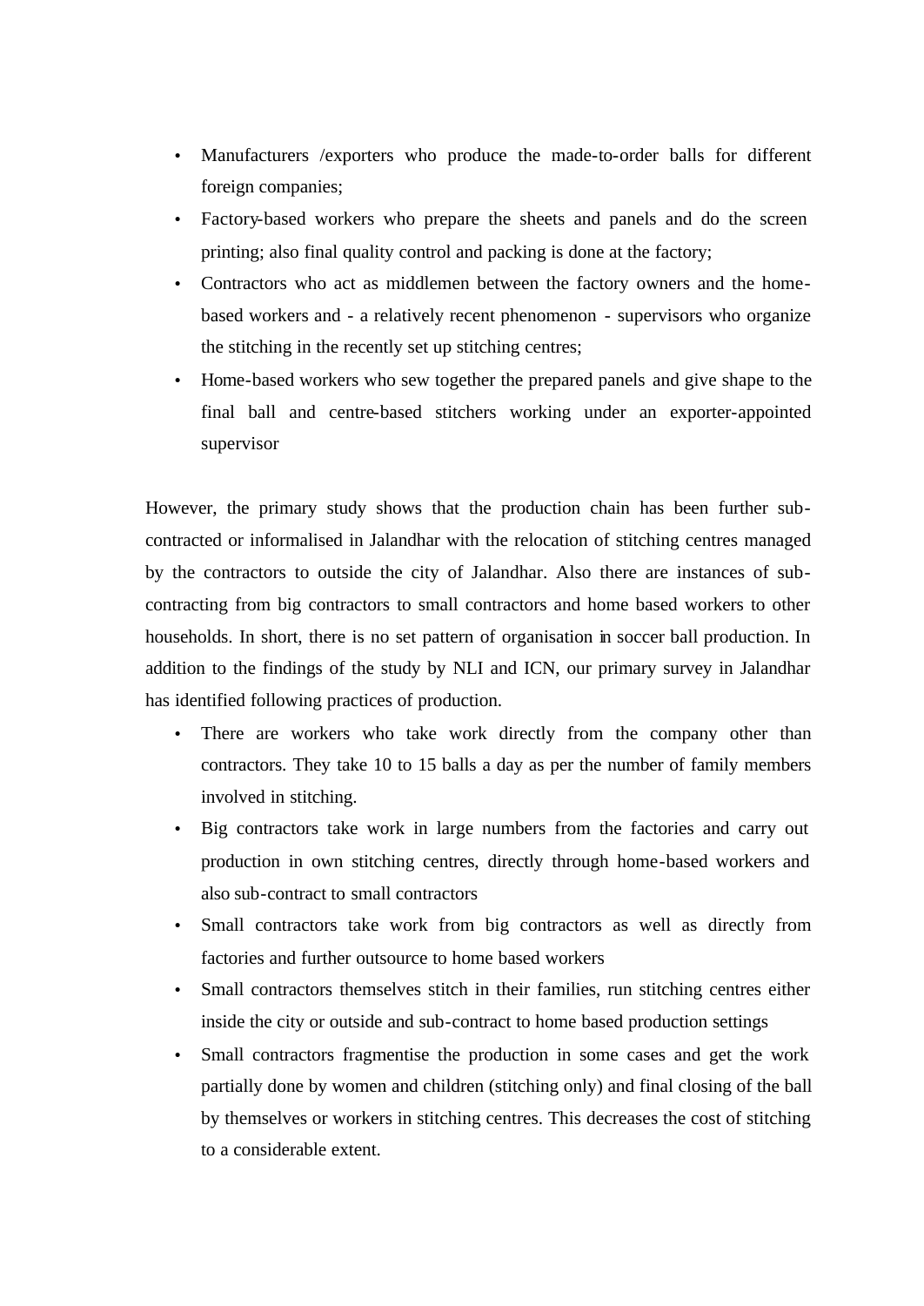- Manufacturers /exporters who produce the made-to-order balls for different foreign companies;
- Factory-based workers who prepare the sheets and panels and do the screen printing; also final quality control and packing is done at the factory;
- Contractors who act as middlemen between the factory owners and the home-based workers and - a relatively recent phenomenon - supervisors who organize the stitching in the recently set up stitching centres;
- Home-based workers who sew together the prepared panels and give shape to the final ball and centre-based stitchers working under an exporter-appointed supervisor

However, the primary study shows that the production chain has been further sub-contracted or informalised in Jalandhar with the relocation of stitching centres managed by the contractors to outside the city of Jalandhar. Also there are instances of sub-contracting from big contractors to small contractors and home based workers to other households. In short, there is no set pattern of organisation in soccer ball production. In addition to the findings of the study by NLI and ICN, our primary survey in Jalandhar has identified following practices of production.

- There are workers who take work directly from the company other than contractors. They take 10 to 15 balls a day as per the number of family members involved in stitching.
- Big contractors take work in large numbers from the factories and carry out production in own stitching centres, directly through home-based workers and also sub-contract to small contractors
- Small contractors take work from big contractors as well as directly from factories and further outsource to home based workers
- Small contractors themselves stitch in their families, run stitching centres either inside the city or outside and sub-contract to home based production settings
- Small contractors fragmentise the production in some cases and get the work partially done by women and children (stitching only) and final closing of the ball by themselves or workers in stitching centres. This decreases the cost of stitching to a considerable extent.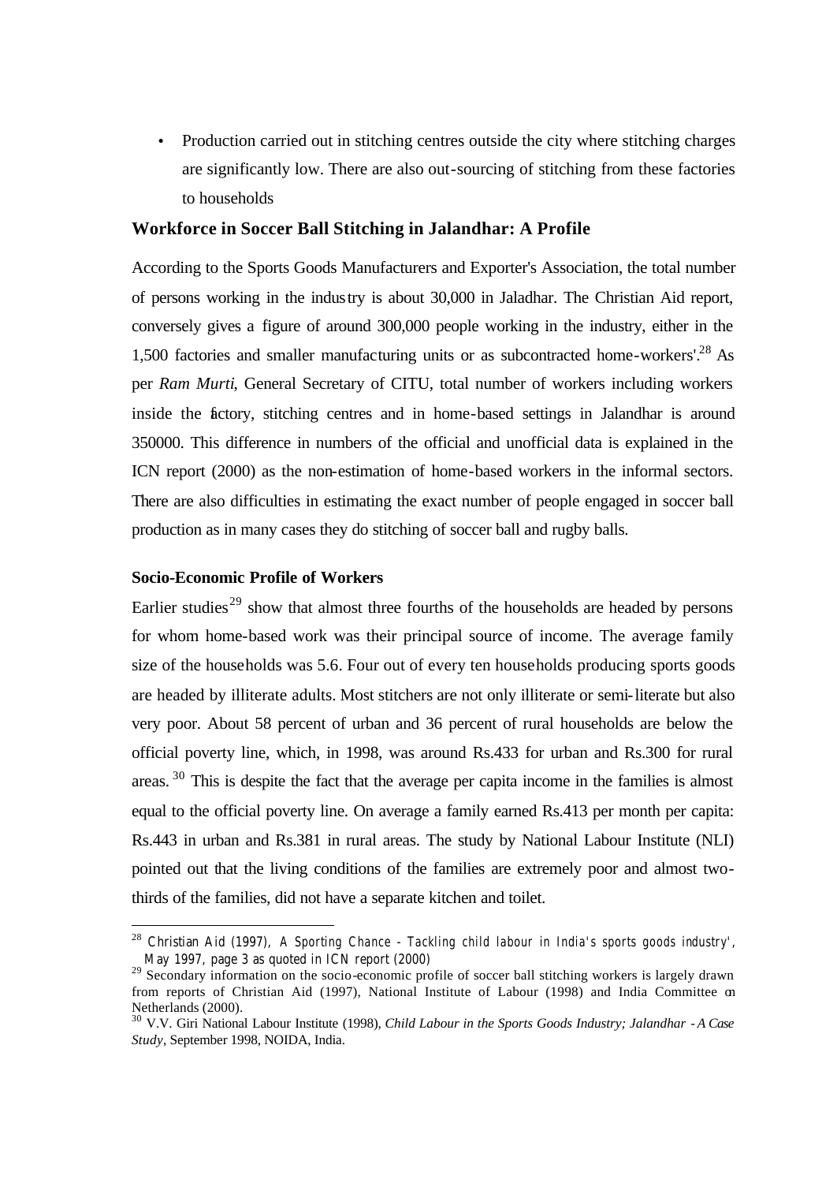- Production carried out in stitching centres outside the city where stitching charges are significantly low. There are also out-sourcing of stitching from these factories to households

### Workforce in Soccer Ball Stitching in Jalandhar: A Profile

According to the Sports Goods Manufacturers and Exporter's Association, the total number of persons working in the industry is about 30,000 in Jaladhar. The Christian Aid report, conversely gives a figure of around 300,000 people working in the industry, either in the 1,500 factories and smaller manufacturing units or as subcontracted home-workers'.[28] As per *Ram Murti*, General Secretary of CITU, total number of workers including workers inside the factory, stitching centres and in home-based settings in Jalandhar is around 350000. This difference in numbers of the official and unofficial data is explained in the ICN report (2000) as the non-estimation of home-based workers in the informal sectors. There are also difficulties in estimating the exact number of people engaged in soccer ball production as in many cases they do stitching of soccer ball and rugby balls.

#### Socio-Economic Profile of Workers

Earlier studies[29] show that almost three fourths of the households are headed by persons for whom home-based work was their principal source of income. The average family size of the households was 5.6. Four out of every ten households producing sports goods are headed by illiterate adults. Most stitchers are not only illiterate or semi-literate but also very poor. About 58 percent of urban and 36 percent of rural households are below the official poverty line, which, in 1998, was around Rs.433 for urban and Rs.300 for rural areas.[30] This is despite the fact that the average per capita income in the families is almost equal to the official poverty line. On average a family earned Rs.413 per month per capita: Rs.443 in urban and Rs.381 in rural areas. The study by National Labour Institute (NLI) pointed out that the living conditions of the families are extremely poor and almost two-thirds of the families, did not have a separate kitchen and toilet.

---

[28] Christian Aid (1997), A Sporting Chance - Tackling child labour in India's sports goods industry', May 1997, page 3 as quoted in ICN report (2000)

[29] Secondary information on the socio-economic profile of soccer ball stitching workers is largely drawn from reports of Christian Aid (1997), National Institute of Labour (1998) and India Committee on Netherlands (2000).

[30] V.V. Giri National Labour Institute (1998), *Child Labour in the Sports Goods Industry; Jalandhar - A Case Study*, September 1998, NOIDA, India.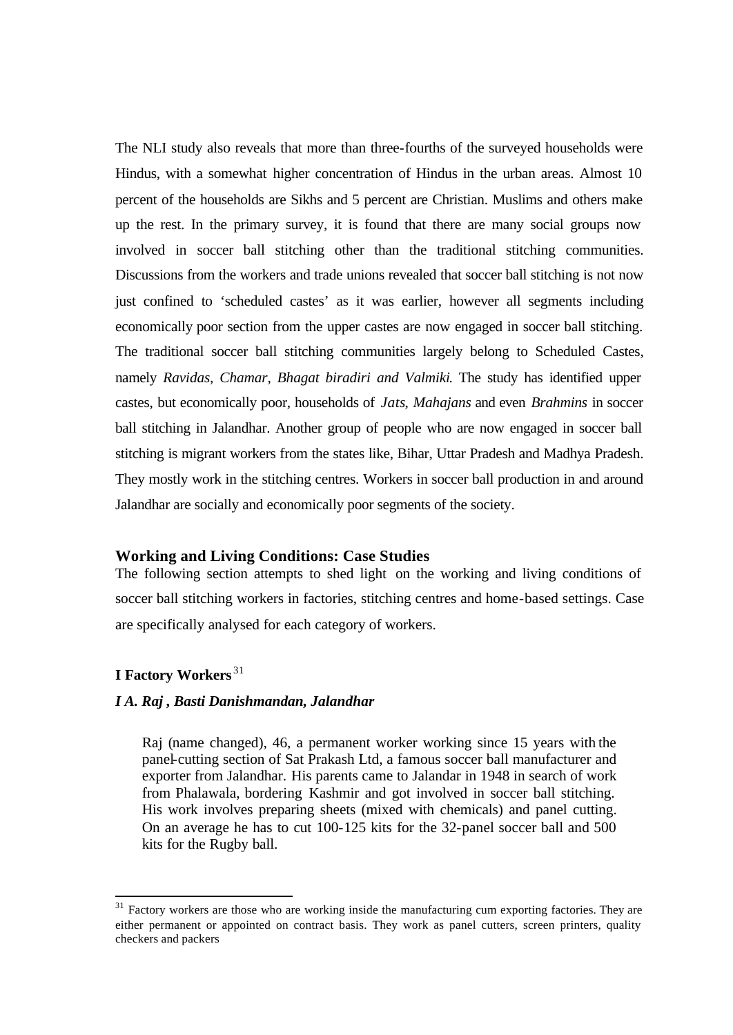The NLI study also reveals that more than three-fourths of the surveyed households were Hindus, with a somewhat higher concentration of Hindus in the urban areas. Almost 10 percent of the households are Sikhs and 5 percent are Christian. Muslims and others make up the rest. In the primary survey, it is found that there are many social groups now involved in soccer ball stitching other than the traditional stitching communities. Discussions from the workers and trade unions revealed that soccer ball stitching is not now just confined to 'scheduled castes' as it was earlier, however all segments including economically poor section from the upper castes are now engaged in soccer ball stitching. The traditional soccer ball stitching communities largely belong to Scheduled Castes, namely *Ravidas, Chamar, Bhagat biradiri and Valmiki*. The study has identified upper castes, but economically poor, households of *Jats*, *Mahajans* and even *Brahmins* in soccer ball stitching in Jalandhar. Another group of people who are now engaged in soccer ball stitching is migrant workers from the states like, Bihar, Uttar Pradesh and Madhya Pradesh. They mostly work in the stitching centres. Workers in soccer ball production in and around Jalandhar are socially and economically poor segments of the society.

### Working and Living Conditions: Case Studies

The following section attempts to shed light on the working and living conditions of soccer ball stitching workers in factories, stitching centres and home-based settings. Case are specifically analysed for each category of workers.

#### I Factory Workers[31]

##### *I A. Raj , Basti Danishmandan, Jalandhar*

> Raj (name changed), 46, a permanent worker working since 15 years with the panel-cutting section of Sat Prakash Ltd, a famous soccer ball manufacturer and exporter from Jalandhar. His parents came to Jalandar in 1948 in search of work from Phalawala, bordering Kashmir and got involved in soccer ball stitching. His work involves preparing sheets (mixed with chemicals) and panel cutting. On an average he has to cut 100-125 kits for the 32-panel soccer ball and 500 kits for the Rugby ball.

[31] Factory workers are those who are working inside the manufacturing cum exporting factories. They are either permanent or appointed on contract basis. They work as panel cutters, screen printers, quality checkers and packers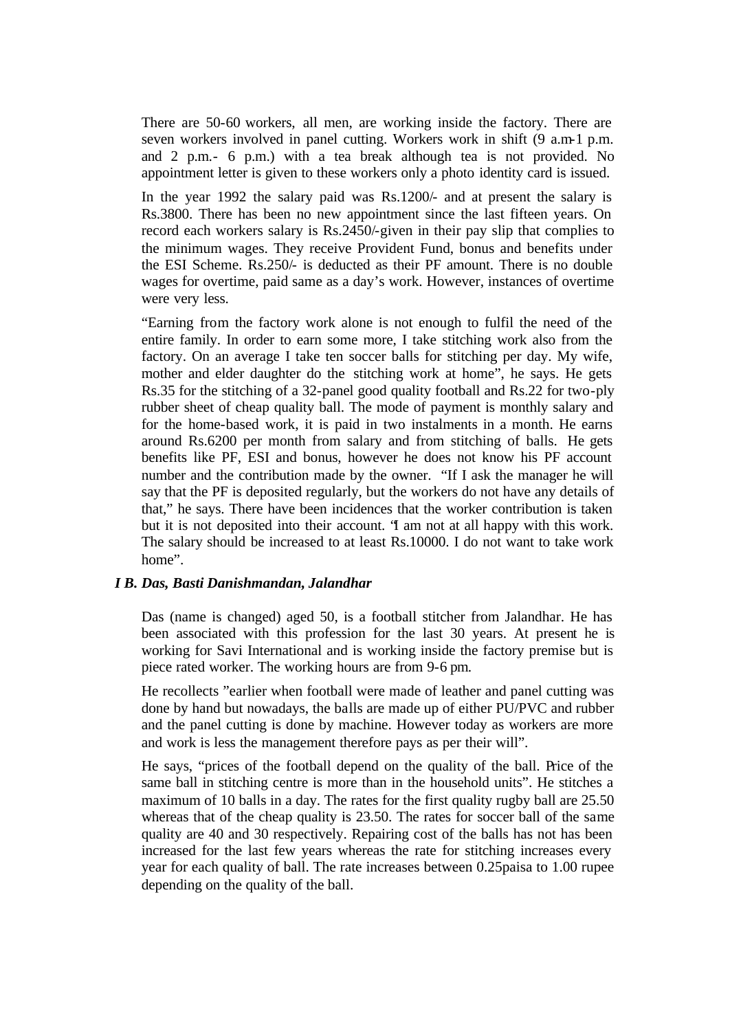There are 50-60 workers, all men, are working inside the factory. There are seven workers involved in panel cutting. Workers work in shift (9 a.m-1 p.m. and 2 p.m.- 6 p.m.) with a tea break although tea is not provided. No appointment letter is given to these workers only a photo identity card is issued.

In the year 1992 the salary paid was Rs.1200/- and at present the salary is Rs.3800. There has been no new appointment since the last fifteen years. On record each workers salary is Rs.2450/-given in their pay slip that complies to the minimum wages. They receive Provident Fund, bonus and benefits under the ESI Scheme. Rs.250/- is deducted as their PF amount. There is no double wages for overtime, paid same as a day's work. However, instances of overtime were very less.

"Earning from the factory work alone is not enough to fulfil the need of the entire family. In order to earn some more, I take stitching work also from the factory. On an average I take ten soccer balls for stitching per day. My wife, mother and elder daughter do the stitching work at home", he says. He gets Rs.35 for the stitching of a 32-panel good quality football and Rs.22 for two-ply rubber sheet of cheap quality ball. The mode of payment is monthly salary and for the home-based work, it is paid in two instalments in a month. He earns around Rs.6200 per month from salary and from stitching of balls. He gets benefits like PF, ESI and bonus, however he does not know his PF account number and the contribution made by the owner. "If I ask the manager he will say that the PF is deposited regularly, but the workers do not have any details of that," he says. There have been incidences that the worker contribution is taken but it is not deposited into their account. "I am not at all happy with this work. The salary should be increased to at least Rs.10000. I do not want to take work home".

### *I B. Das, Basti Danishmandan, Jalandhar*

Das (name is changed) aged 50, is a football stitcher from Jalandhar. He has been associated with this profession for the last 30 years. At present he is working for Savi International and is working inside the factory premise but is piece rated worker. The working hours are from 9-6 pm.

He recollects "earlier when football were made of leather and panel cutting was done by hand but nowadays, the balls are made up of either PU/PVC and rubber and the panel cutting is done by machine. However today as workers are more and work is less the management therefore pays as per their will".

He says, "prices of the football depend on the quality of the ball. Price of the same ball in stitching centre is more than in the household units". He stitches a maximum of 10 balls in a day. The rates for the first quality rugby ball are 25.50 whereas that of the cheap quality is 23.50. The rates for soccer ball of the same quality are 40 and 30 respectively. Repairing cost of the balls has not has been increased for the last few years whereas the rate for stitching increases every year for each quality of ball. The rate increases between 0.25paisa to 1.00 rupee depending on the quality of the ball.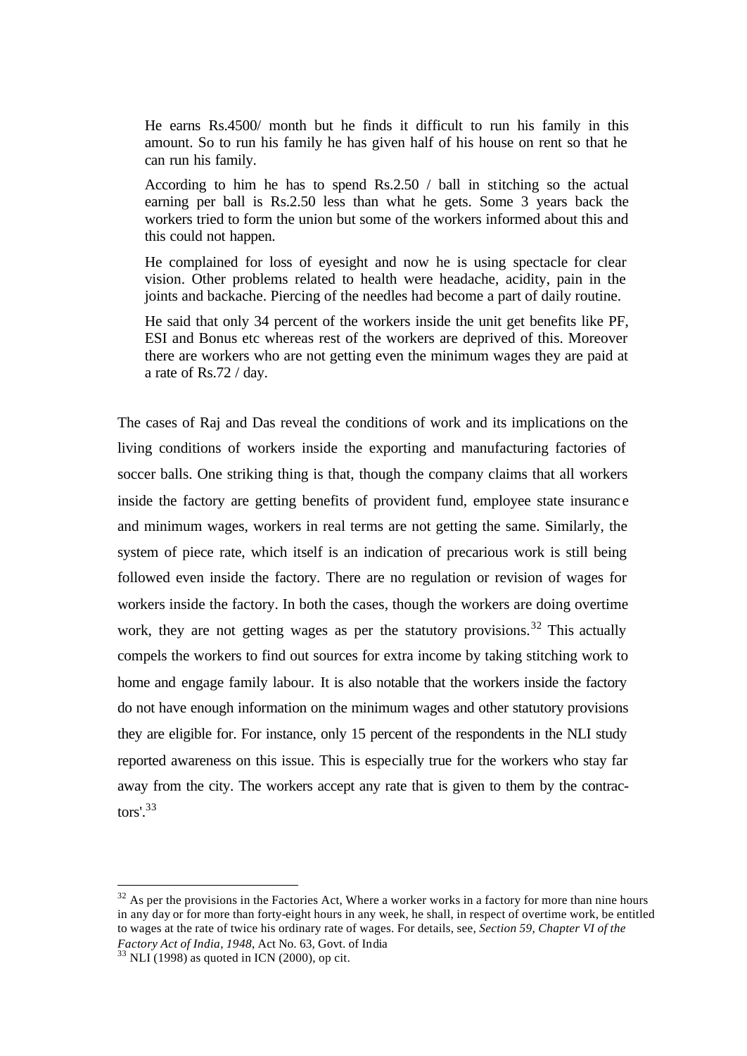> He earns Rs.4500/ month but he finds it difficult to run his family in this amount. So to run his family he has given half of his house on rent so that he can run his family.
>
> According to him he has to spend Rs.2.50 / ball in stitching so the actual earning per ball is Rs.2.50 less than what he gets. Some 3 years back the workers tried to form the union but some of the workers informed about this and this could not happen.
>
> He complained for loss of eyesight and now he is using spectacle for clear vision. Other problems related to health were headache, acidity, pain in the joints and backache. Piercing of the needles had become a part of daily routine.
>
> He said that only 34 percent of the workers inside the unit get benefits like PF, ESI and Bonus etc whereas rest of the workers are deprived of this. Moreover there are workers who are not getting even the minimum wages they are paid at a rate of Rs.72 / day.

The cases of Raj and Das reveal the conditions of work and its implications on the living conditions of workers inside the exporting and manufacturing factories of soccer balls. One striking thing is that, though the company claims that all workers inside the factory are getting benefits of provident fund, employee state insurance and minimum wages, workers in real terms are not getting the same. Similarly, the system of piece rate, which itself is an indication of precarious work is still being followed even inside the factory. There are no regulation or revision of wages for workers inside the factory. In both the cases, though the workers are doing overtime work, they are not getting wages as per the statutory provisions.[32] This actually compels the workers to find out sources for extra income by taking stitching work to home and engage family labour. It is also notable that the workers inside the factory do not have enough information on the minimum wages and other statutory provisions they are eligible for. For instance, only 15 percent of the respondents in the NLI study reported awareness on this issue. This is especially true for the workers who stay far away from the city. The workers accept any rate that is given to them by the contractors'.[33]

---

[32] As per the provisions in the Factories Act, Where a worker works in a factory for more than nine hours in any day or for more than forty-eight hours in any week, he shall, in respect of overtime work, be entitled to wages at the rate of twice his ordinary rate of wages. For details, see, *Section 59, Chapter VI of the Factory Act of India, 1948*, Act No. 63, Govt. of India

[33] NLI (1998) as quoted in ICN (2000), op cit.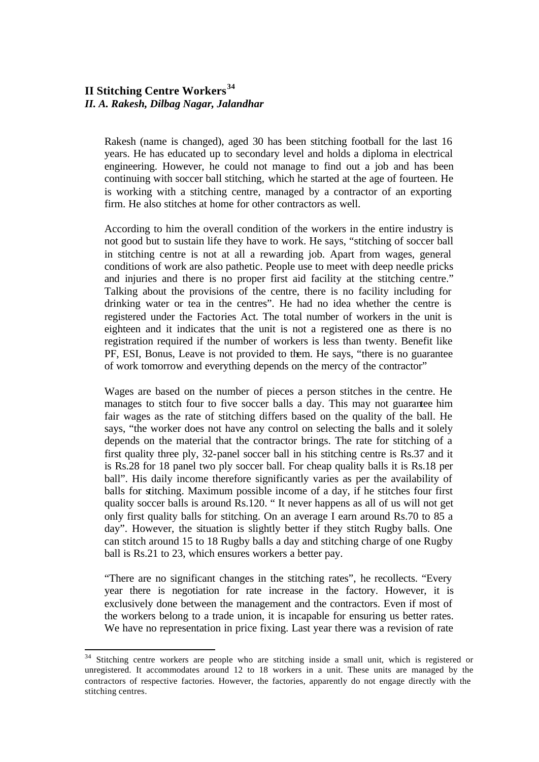## II Stitching Centre Workers[34]

### *II. A. Rakesh, Dilbag Nagar, Jalandhar*

Rakesh (name is changed), aged 30 has been stitching football for the last 16 years. He has educated up to secondary level and holds a diploma in electrical engineering. However, he could not manage to find out a job and has been continuing with soccer ball stitching, which he started at the age of fourteen. He is working with a stitching centre, managed by a contractor of an exporting firm. He also stitches at home for other contractors as well.

According to him the overall condition of the workers in the entire industry is not good but to sustain life they have to work. He says, "stitching of soccer ball in stitching centre is not at all a rewarding job. Apart from wages, general conditions of work are also pathetic. People use to meet with deep needle pricks and injuries and there is no proper first aid facility at the stitching centre." Talking about the provisions of the centre, there is no facility including for drinking water or tea in the centres". He had no idea whether the centre is registered under the Factories Act. The total number of workers in the unit is eighteen and it indicates that the unit is not a registered one as there is no registration required if the number of workers is less than twenty. Benefit like PF, ESI, Bonus, Leave is not provided to them. He says, "there is no guarantee of work tomorrow and everything depends on the mercy of the contractor"

Wages are based on the number of pieces a person stitches in the centre. He manages to stitch four to five soccer balls a day. This may not guarantee him fair wages as the rate of stitching differs based on the quality of the ball. He says, "the worker does not have any control on selecting the balls and it solely depends on the material that the contractor brings. The rate for stitching of a first quality three ply, 32-panel soccer ball in his stitching centre is Rs.37 and it is Rs.28 for 18 panel two ply soccer ball. For cheap quality balls it is Rs.18 per ball". His daily income therefore significantly varies as per the availability of balls for stitching. Maximum possible income of a day, if he stitches four first quality soccer balls is around Rs.120. " It never happens as all of us will not get only first quality balls for stitching. On an average I earn around Rs.70 to 85 a day". However, the situation is slightly better if they stitch Rugby balls. One can stitch around 15 to 18 Rugby balls a day and stitching charge of one Rugby ball is Rs.21 to 23, which ensures workers a better pay.

"There are no significant changes in the stitching rates", he recollects. "Every year there is negotiation for rate increase in the factory. However, it is exclusively done between the management and the contractors. Even if most of the workers belong to a trade union, it is incapable for ensuring us better rates. We have no representation in price fixing. Last year there was a revision of rate

---

[34] Stitching centre workers are people who are stitching inside a small unit, which is registered or unregistered. It accommodates around 12 to 18 workers in a unit. These units are managed by the contractors of respective factories. However, the factories, apparently do not engage directly with the stitching centres.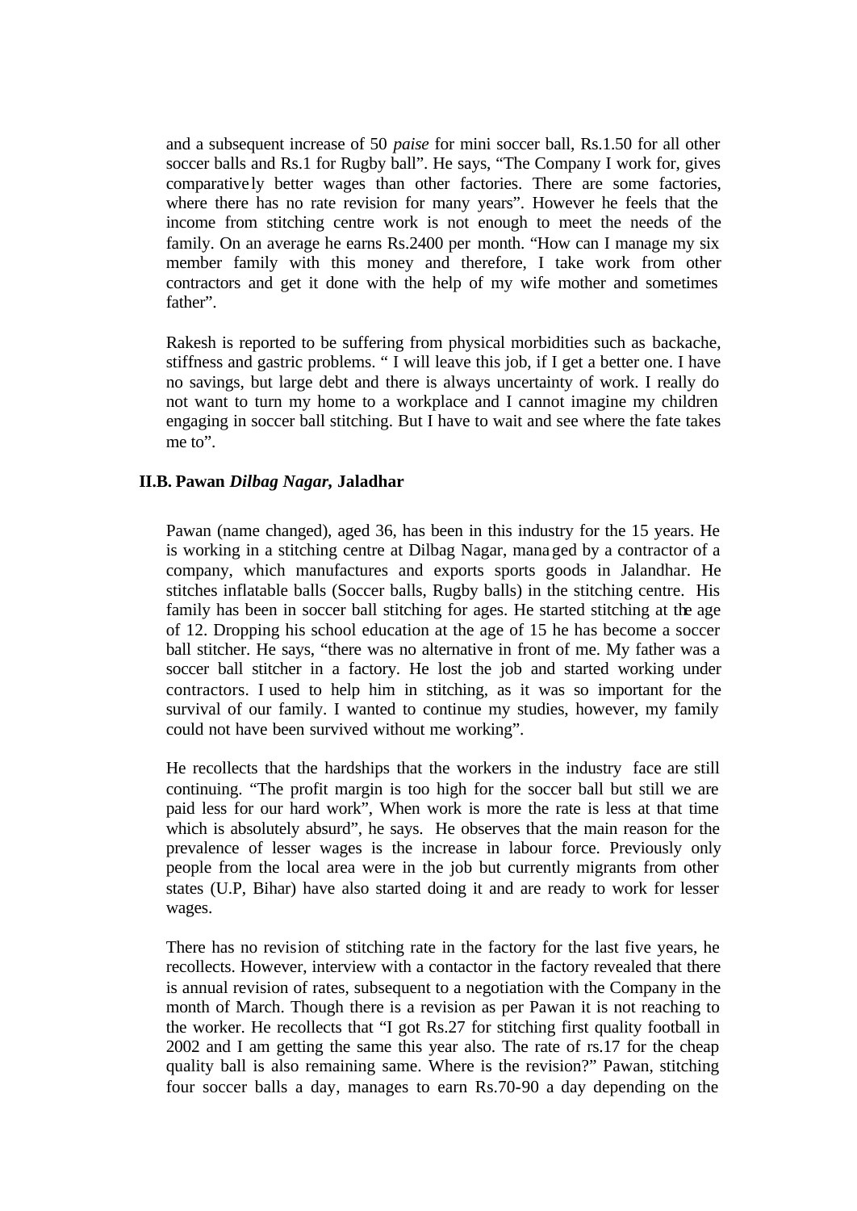and a subsequent increase of 50 *paise* for mini soccer ball, Rs.1.50 for all other soccer balls and Rs.1 for Rugby ball". He says, "The Company I work for, gives comparatively better wages than other factories. There are some factories, where there has no rate revision for many years". However he feels that the income from stitching centre work is not enough to meet the needs of the family. On an average he earns Rs.2400 per month. "How can I manage my six member family with this money and therefore, I take work from other contractors and get it done with the help of my wife mother and sometimes father".

Rakesh is reported to be suffering from physical morbidities such as backache, stiffness and gastric problems. " I will leave this job, if I get a better one. I have no savings, but large debt and there is always uncertainty of work. I really do not want to turn my home to a workplace and I cannot imagine my children engaging in soccer ball stitching. But I have to wait and see where the fate takes me to".

### II.B. Pawan *Dilbag Nagar*, Jaladhar

Pawan (name changed), aged 36, has been in this industry for the 15 years. He is working in a stitching centre at Dilbag Nagar, managed by a contractor of a company, which manufactures and exports sports goods in Jalandhar. He stitches inflatable balls (Soccer balls, Rugby balls) in the stitching centre. His family has been in soccer ball stitching for ages. He started stitching at the age of 12. Dropping his school education at the age of 15 he has become a soccer ball stitcher. He says, "there was no alternative in front of me. My father was a soccer ball stitcher in a factory. He lost the job and started working under contractors. I used to help him in stitching, as it was so important for the survival of our family. I wanted to continue my studies, however, my family could not have been survived without me working".

He recollects that the hardships that the workers in the industry face are still continuing. "The profit margin is too high for the soccer ball but still we are paid less for our hard work", When work is more the rate is less at that time which is absolutely absurd", he says. He observes that the main reason for the prevalence of lesser wages is the increase in labour force. Previously only people from the local area were in the job but currently migrants from other states (U.P, Bihar) have also started doing it and are ready to work for lesser wages.

There has no revision of stitching rate in the factory for the last five years, he recollects. However, interview with a contactor in the factory revealed that there is annual revision of rates, subsequent to a negotiation with the Company in the month of March. Though there is a revision as per Pawan it is not reaching to the worker. He recollects that "I got Rs.27 for stitching first quality football in 2002 and I am getting the same this year also. The rate of rs.17 for the cheap quality ball is also remaining same. Where is the revision?" Pawan, stitching four soccer balls a day, manages to earn Rs.70-90 a day depending on the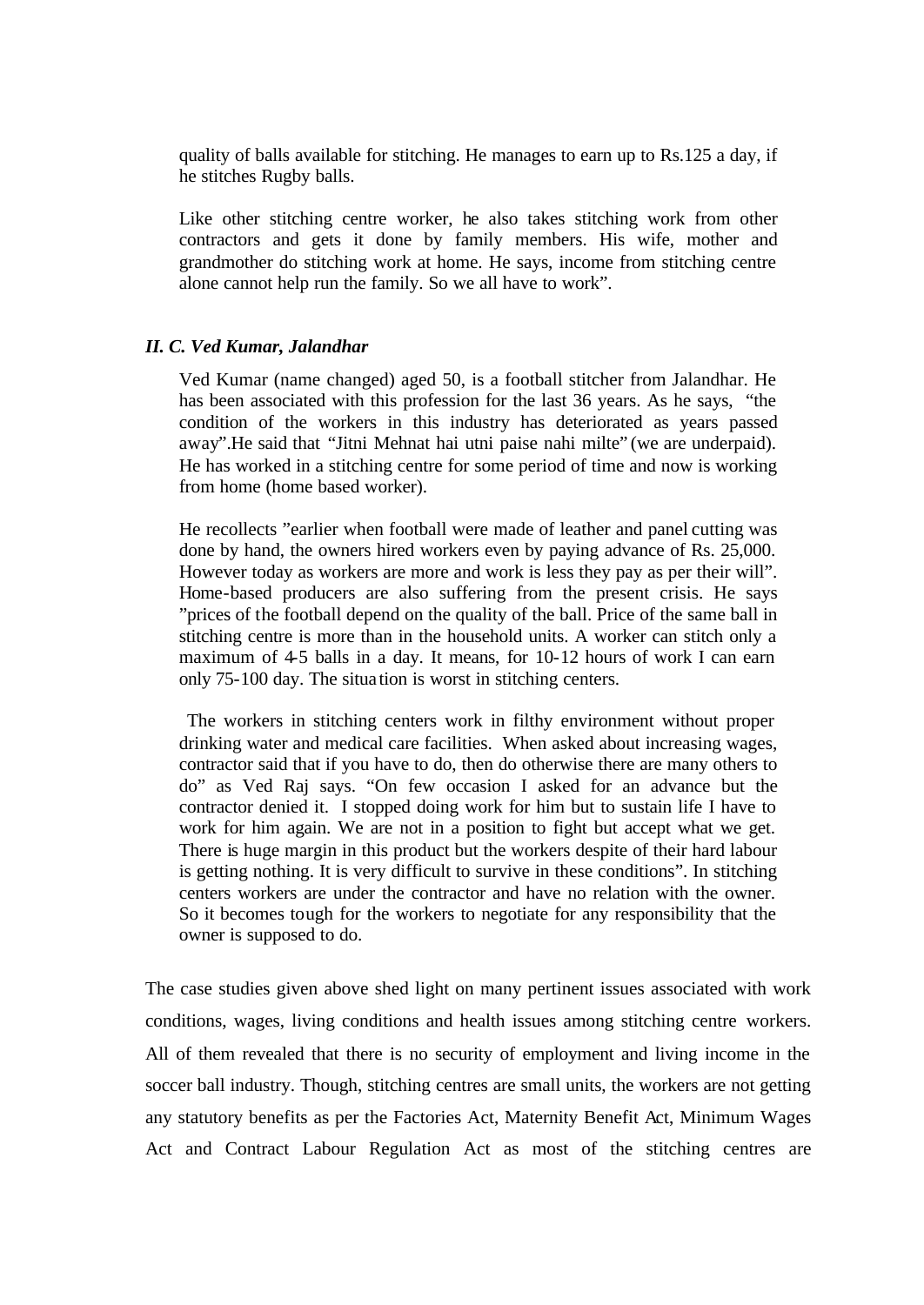quality of balls available for stitching. He manages to earn up to Rs.125 a day, if he stitches Rugby balls.

Like other stitching centre worker, he also takes stitching work from other contractors and gets it done by family members. His wife, mother and grandmother do stitching work at home. He says, income from stitching centre alone cannot help run the family. So we all have to work".

### *II. C. Ved Kumar, Jalandhar*

Ved Kumar (name changed) aged 50, is a football stitcher from Jalandhar. He has been associated with this profession for the last 36 years. As he says, "the condition of the workers in this industry has deteriorated as years passed away".He said that "Jitni Mehnat hai utni paise nahi milte" (we are underpaid). He has worked in a stitching centre for some period of time and now is working from home (home based worker).

He recollects "earlier when football were made of leather and panel cutting was done by hand, the owners hired workers even by paying advance of Rs. 25,000. However today as workers are more and work is less they pay as per their will". Home-based producers are also suffering from the present crisis. He says "prices of the football depend on the quality of the ball. Price of the same ball in stitching centre is more than in the household units. A worker can stitch only a maximum of 4-5 balls in a day. It means, for 10-12 hours of work I can earn only 75-100 day. The situation is worst in stitching centers.

The workers in stitching centers work in filthy environment without proper drinking water and medical care facilities. When asked about increasing wages, contractor said that if you have to do, then do otherwise there are many others to do" as Ved Raj says. "On few occasion I asked for an advance but the contractor denied it. I stopped doing work for him but to sustain life I have to work for him again. We are not in a position to fight but accept what we get. There is huge margin in this product but the workers despite of their hard labour is getting nothing. It is very difficult to survive in these conditions". In stitching centers workers are under the contractor and have no relation with the owner. So it becomes tough for the workers to negotiate for any responsibility that the owner is supposed to do.

The case studies given above shed light on many pertinent issues associated with work conditions, wages, living conditions and health issues among stitching centre workers. All of them revealed that there is no security of employment and living income in the soccer ball industry. Though, stitching centres are small units, the workers are not getting any statutory benefits as per the Factories Act, Maternity Benefit Act, Minimum Wages Act and Contract Labour Regulation Act as most of the stitching centres are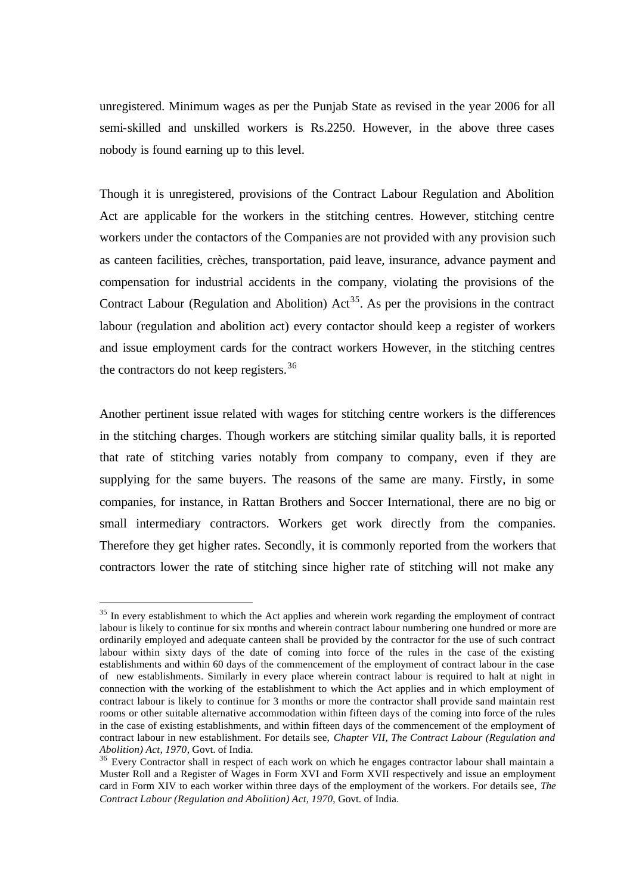unregistered. Minimum wages as per the Punjab State as revised in the year 2006 for all semi-skilled and unskilled workers is Rs.2250. However, in the above three cases nobody is found earning up to this level.

Though it is unregistered, provisions of the Contract Labour Regulation and Abolition Act are applicable for the workers in the stitching centres. However, stitching centre workers under the contactors of the Companies are not provided with any provision such as canteen facilities, crèches, transportation, paid leave, insurance, advance payment and compensation for industrial accidents in the company, violating the provisions of the Contract Labour (Regulation and Abolition) Act[35]. As per the provisions in the contract labour (regulation and abolition act) every contactor should keep a register of workers and issue employment cards for the contract workers However, in the stitching centres the contractors do not keep registers.[36]

Another pertinent issue related with wages for stitching centre workers is the differences in the stitching charges. Though workers are stitching similar quality balls, it is reported that rate of stitching varies notably from company to company, even if they are supplying for the same buyers. The reasons of the same are many. Firstly, in some companies, for instance, in Rattan Brothers and Soccer International, there are no big or small intermediary contractors. Workers get work directly from the companies. Therefore they get higher rates. Secondly, it is commonly reported from the workers that contractors lower the rate of stitching since higher rate of stitching will not make any

---

[35] In every establishment to which the Act applies and wherein work regarding the employment of contract labour is likely to continue for six months and wherein contract labour numbering one hundred or more are ordinarily employed and adequate canteen shall be provided by the contractor for the use of such contract labour within sixty days of the date of coming into force of the rules in the case of the existing establishments and within 60 days of the commencement of the employment of contract labour in the case of new establishments. Similarly in every place wherein contract labour is required to halt at night in connection with the working of the establishment to which the Act applies and in which employment of contract labour is likely to continue for 3 months or more the contractor shall provide sand maintain rest rooms or other suitable alternative accommodation within fifteen days of the coming into force of the rules in the case of existing establishments, and within fifteen days of the commencement of the employment of contract labour in new establishment. For details see, *Chapter VII, The Contract Labour (Regulation and Abolition) Act, 1970*, Govt. of India.

[36] Every Contractor shall in respect of each work on which he engages contractor labour shall maintain a Muster Roll and a Register of Wages in Form XVI and Form XVII respectively and issue an employment card in Form XIV to each worker within three days of the employment of the workers. For details see, *The Contract Labour (Regulation and Abolition) Act, 1970*, Govt. of India.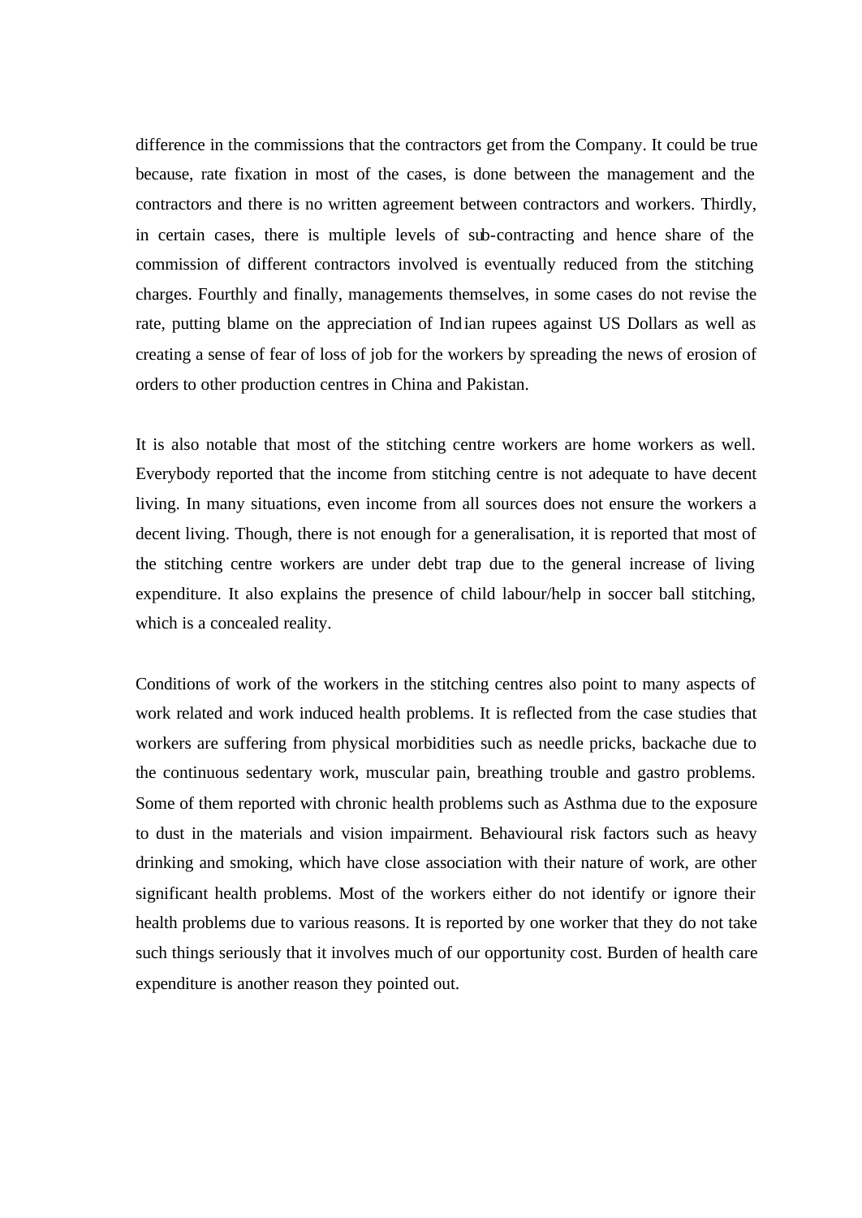difference in the commissions that the contractors get from the Company. It could be true because, rate fixation in most of the cases, is done between the management and the contractors and there is no written agreement between contractors and workers. Thirdly, in certain cases, there is multiple levels of sub-contracting and hence share of the commission of different contractors involved is eventually reduced from the stitching charges. Fourthly and finally, managements themselves, in some cases do not revise the rate, putting blame on the appreciation of Indian rupees against US Dollars as well as creating a sense of fear of loss of job for the workers by spreading the news of erosion of orders to other production centres in China and Pakistan.

It is also notable that most of the stitching centre workers are home workers as well. Everybody reported that the income from stitching centre is not adequate to have decent living. In many situations, even income from all sources does not ensure the workers a decent living. Though, there is not enough for a generalisation, it is reported that most of the stitching centre workers are under debt trap due to the general increase of living expenditure. It also explains the presence of child labour/help in soccer ball stitching, which is a concealed reality.

Conditions of work of the workers in the stitching centres also point to many aspects of work related and work induced health problems. It is reflected from the case studies that workers are suffering from physical morbidities such as needle pricks, backache due to the continuous sedentary work, muscular pain, breathing trouble and gastro problems. Some of them reported with chronic health problems such as Asthma due to the exposure to dust in the materials and vision impairment. Behavioural risk factors such as heavy drinking and smoking, which have close association with their nature of work, are other significant health problems. Most of the workers either do not identify or ignore their health problems due to various reasons. It is reported by one worker that they do not take such things seriously that it involves much of our opportunity cost. Burden of health care expenditure is another reason they pointed out.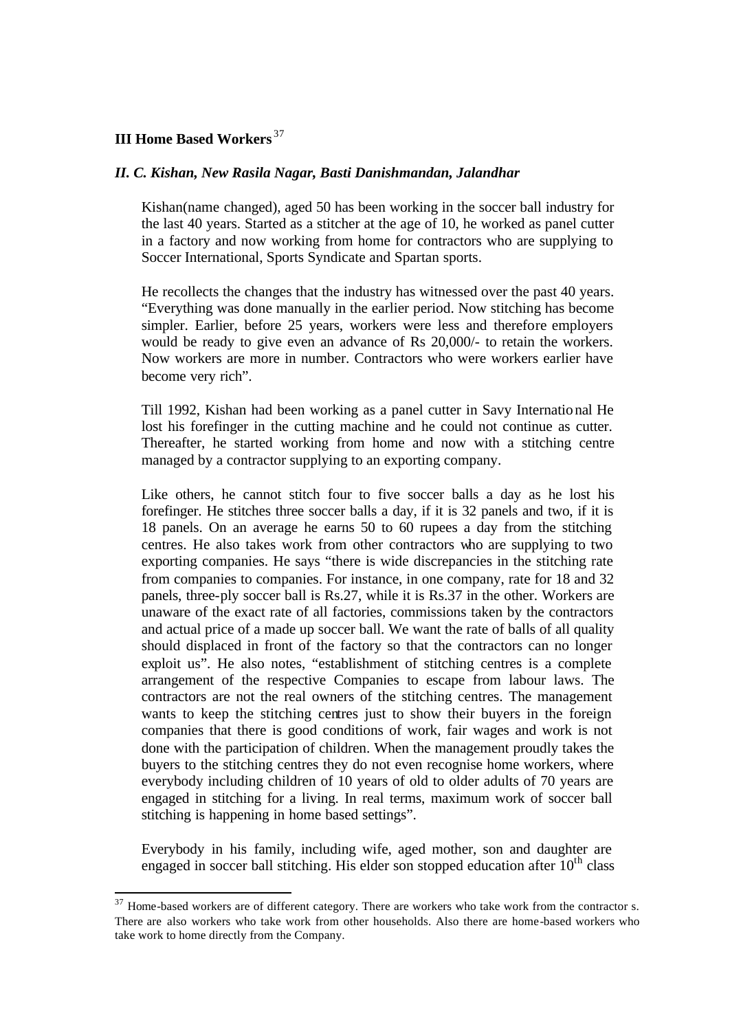### III Home Based Workers [37]

#### *II. C. Kishan, New Rasila Nagar, Basti Danishmandan, Jalandhar*

Kishan(name changed), aged 50 has been working in the soccer ball industry for the last 40 years. Started as a stitcher at the age of 10, he worked as panel cutter in a factory and now working from home for contractors who are supplying to Soccer International, Sports Syndicate and Spartan sports.

He recollects the changes that the industry has witnessed over the past 40 years. "Everything was done manually in the earlier period. Now stitching has become simpler. Earlier, before 25 years, workers were less and therefore employers would be ready to give even an advance of Rs 20,000/- to retain the workers. Now workers are more in number. Contractors who were workers earlier have become very rich".

Till 1992, Kishan had been working as a panel cutter in Savy International He lost his forefinger in the cutting machine and he could not continue as cutter. Thereafter, he started working from home and now with a stitching centre managed by a contractor supplying to an exporting company.

Like others, he cannot stitch four to five soccer balls a day as he lost his forefinger. He stitches three soccer balls a day, if it is 32 panels and two, if it is 18 panels. On an average he earns 50 to 60 rupees a day from the stitching centres. He also takes work from other contractors who are supplying to two exporting companies. He says "there is wide discrepancies in the stitching rate from companies to companies. For instance, in one company, rate for 18 and 32 panels, three-ply soccer ball is Rs.27, while it is Rs.37 in the other. Workers are unaware of the exact rate of all factories, commissions taken by the contractors and actual price of a made up soccer ball. We want the rate of balls of all quality should displaced in front of the factory so that the contractors can no longer exploit us". He also notes, "establishment of stitching centres is a complete arrangement of the respective Companies to escape from labour laws. The contractors are not the real owners of the stitching centres. The management wants to keep the stitching centres just to show their buyers in the foreign companies that there is good conditions of work, fair wages and work is not done with the participation of children. When the management proudly takes the buyers to the stitching centres they do not even recognise home workers, where everybody including children of 10 years of old to older adults of 70 years are engaged in stitching for a living. In real terms, maximum work of soccer ball stitching is happening in home based settings".

Everybody in his family, including wife, aged mother, son and daughter are engaged in soccer ball stitching. His elder son stopped education after 10th class

---

[37] Home-based workers are of different category. There are workers who take work from the contractor s. There are also workers who take work from other households. Also there are home-based workers who take work to home directly from the Company.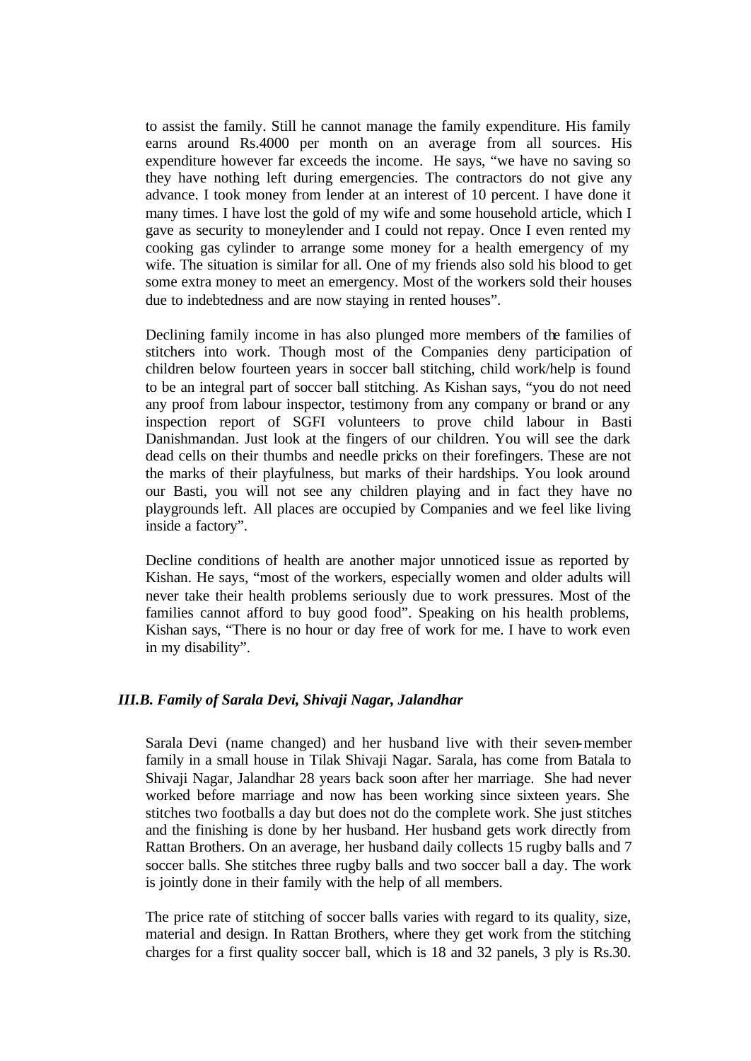to assist the family. Still he cannot manage the family expenditure. His family earns around Rs.4000 per month on an average from all sources. His expenditure however far exceeds the income. He says, "we have no saving so they have nothing left during emergencies. The contractors do not give any advance. I took money from lender at an interest of 10 percent. I have done it many times. I have lost the gold of my wife and some household article, which I gave as security to moneylender and I could not repay. Once I even rented my cooking gas cylinder to arrange some money for a health emergency of my wife. The situation is similar for all. One of my friends also sold his blood to get some extra money to meet an emergency. Most of the workers sold their houses due to indebtedness and are now staying in rented houses".

Declining family income in has also plunged more members of the families of stitchers into work. Though most of the Companies deny participation of children below fourteen years in soccer ball stitching, child work/help is found to be an integral part of soccer ball stitching. As Kishan says, "you do not need any proof from labour inspector, testimony from any company or brand or any inspection report of SGFI volunteers to prove child labour in Basti Danishmandan. Just look at the fingers of our children. You will see the dark dead cells on their thumbs and needle pricks on their forefingers. These are not the marks of their playfulness, but marks of their hardships. You look around our Basti, you will not see any children playing and in fact they have no playgrounds left. All places are occupied by Companies and we feel like living inside a factory".

Decline conditions of health are another major unnoticed issue as reported by Kishan. He says, "most of the workers, especially women and older adults will never take their health problems seriously due to work pressures. Most of the families cannot afford to buy good food". Speaking on his health problems, Kishan says, "There is no hour or day free of work for me. I have to work even in my disability".

### *III.B. Family of Sarala Devi, Shivaji Nagar, Jalandhar*

Sarala Devi (name changed) and her husband live with their seven-member family in a small house in Tilak Shivaji Nagar. Sarala, has come from Batala to Shivaji Nagar, Jalandhar 28 years back soon after her marriage. She had never worked before marriage and now has been working since sixteen years. She stitches two footballs a day but does not do the complete work. She just stitches and the finishing is done by her husband. Her husband gets work directly from Rattan Brothers. On an average, her husband daily collects 15 rugby balls and 7 soccer balls. She stitches three rugby balls and two soccer ball a day. The work is jointly done in their family with the help of all members.

The price rate of stitching of soccer balls varies with regard to its quality, size, material and design. In Rattan Brothers, where they get work from the stitching charges for a first quality soccer ball, which is 18 and 32 panels, 3 ply is Rs.30.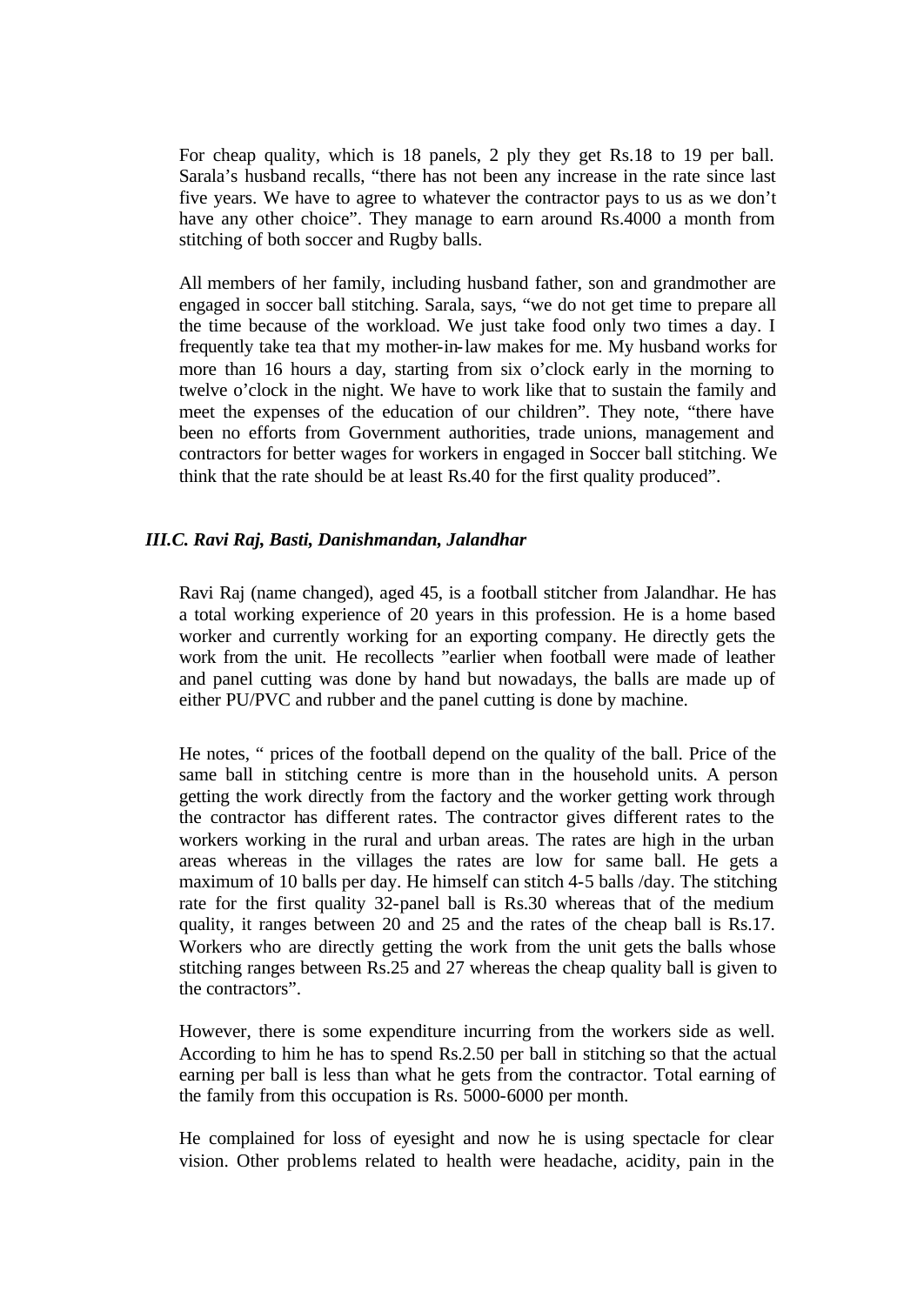For cheap quality, which is 18 panels, 2 ply they get Rs.18 to 19 per ball. Sarala's husband recalls, "there has not been any increase in the rate since last five years. We have to agree to whatever the contractor pays to us as we don't have any other choice". They manage to earn around Rs.4000 a month from stitching of both soccer and Rugby balls.

All members of her family, including husband father, son and grandmother are engaged in soccer ball stitching. Sarala, says, "we do not get time to prepare all the time because of the workload. We just take food only two times a day. I frequently take tea that my mother-in-law makes for me. My husband works for more than 16 hours a day, starting from six o'clock early in the morning to twelve o'clock in the night. We have to work like that to sustain the family and meet the expenses of the education of our children". They note, "there have been no efforts from Government authorities, trade unions, management and contractors for better wages for workers in engaged in Soccer ball stitching. We think that the rate should be at least Rs.40 for the first quality produced".

### *III.C. Ravi Raj, Basti, Danishmandan, Jalandhar*

Ravi Raj (name changed), aged 45, is a football stitcher from Jalandhar. He has a total working experience of 20 years in this profession. He is a home based worker and currently working for an exporting company. He directly gets the work from the unit. He recollects "earlier when football were made of leather and panel cutting was done by hand but nowadays, the balls are made up of either PU/PVC and rubber and the panel cutting is done by machine.

He notes, " prices of the football depend on the quality of the ball. Price of the same ball in stitching centre is more than in the household units. A person getting the work directly from the factory and the worker getting work through the contractor has different rates. The contractor gives different rates to the workers working in the rural and urban areas. The rates are high in the urban areas whereas in the villages the rates are low for same ball. He gets a maximum of 10 balls per day. He himself can stitch 4-5 balls /day. The stitching rate for the first quality 32-panel ball is Rs.30 whereas that of the medium quality, it ranges between 20 and 25 and the rates of the cheap ball is Rs.17. Workers who are directly getting the work from the unit gets the balls whose stitching ranges between Rs.25 and 27 whereas the cheap quality ball is given to the contractors".

However, there is some expenditure incurring from the workers side as well. According to him he has to spend Rs.2.50 per ball in stitching so that the actual earning per ball is less than what he gets from the contractor. Total earning of the family from this occupation is Rs. 5000-6000 per month.

He complained for loss of eyesight and now he is using spectacle for clear vision. Other problems related to health were headache, acidity, pain in the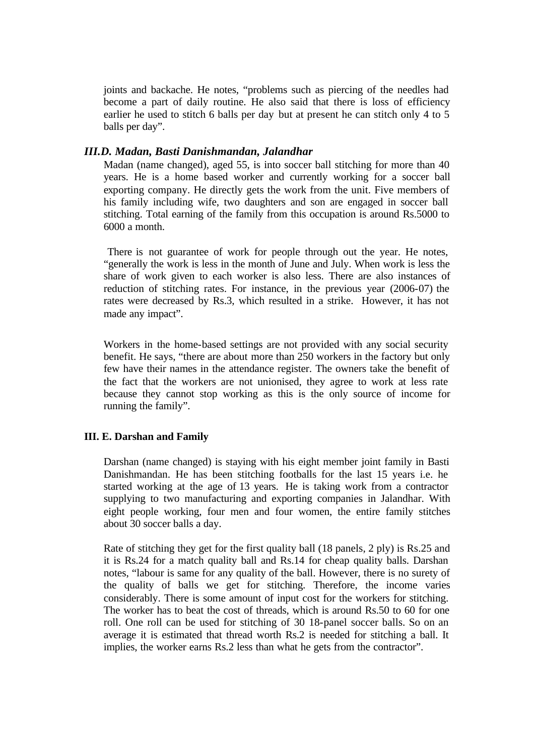joints and backache. He notes, "problems such as piercing of the needles had become a part of daily routine. He also said that there is loss of efficiency earlier he used to stitch 6 balls per day but at present he can stitch only 4 to 5 balls per day".

### *III.D. Madan, Basti Danishmandan, Jalandhar*

Madan (name changed), aged 55, is into soccer ball stitching for more than 40 years. He is a home based worker and currently working for a soccer ball exporting company. He directly gets the work from the unit. Five members of his family including wife, two daughters and son are engaged in soccer ball stitching. Total earning of the family from this occupation is around Rs.5000 to 6000 a month.

There is not guarantee of work for people through out the year. He notes, "generally the work is less in the month of June and July. When work is less the share of work given to each worker is also less. There are also instances of reduction of stitching rates. For instance, in the previous year (2006-07) the rates were decreased by Rs.3, which resulted in a strike. However, it has not made any impact".

Workers in the home-based settings are not provided with any social security benefit. He says, "there are about more than 250 workers in the factory but only few have their names in the attendance register. The owners take the benefit of the fact that the workers are not unionised, they agree to work at less rate because they cannot stop working as this is the only source of income for running the family".

### III. E. Darshan and Family

Darshan (name changed) is staying with his eight member joint family in Basti Danishmandan. He has been stitching footballs for the last 15 years i.e. he started working at the age of 13 years. He is taking work from a contractor supplying to two manufacturing and exporting companies in Jalandhar. With eight people working, four men and four women, the entire family stitches about 30 soccer balls a day.

Rate of stitching they get for the first quality ball (18 panels, 2 ply) is Rs.25 and it is Rs.24 for a match quality ball and Rs.14 for cheap quality balls. Darshan notes, "labour is same for any quality of the ball. However, there is no surety of the quality of balls we get for stitching. Therefore, the income varies considerably. There is some amount of input cost for the workers for stitching. The worker has to beat the cost of threads, which is around Rs.50 to 60 for one roll. One roll can be used for stitching of 30 18-panel soccer balls. So on an average it is estimated that thread worth Rs.2 is needed for stitching a ball. It implies, the worker earns Rs.2 less than what he gets from the contractor".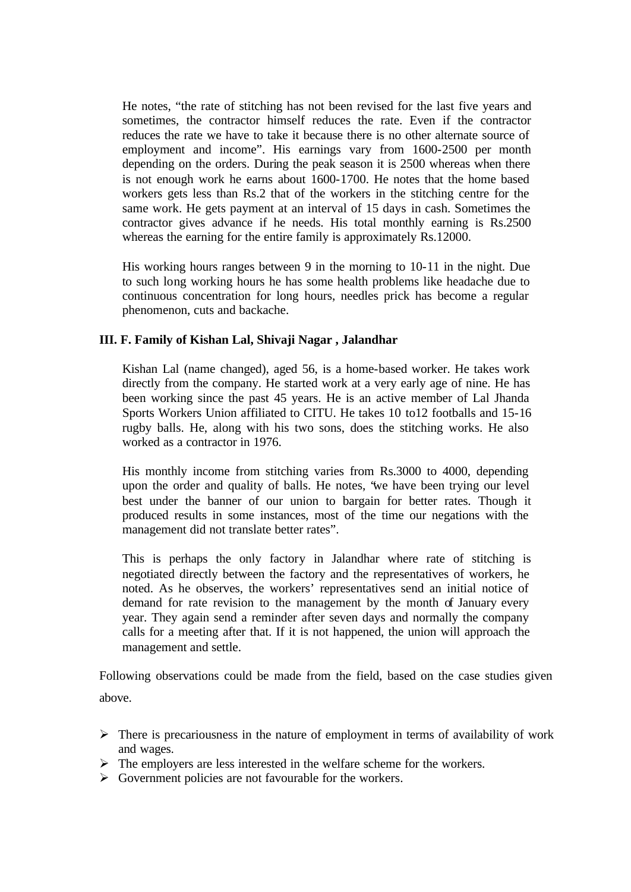He notes, "the rate of stitching has not been revised for the last five years and sometimes, the contractor himself reduces the rate. Even if the contractor reduces the rate we have to take it because there is no other alternate source of employment and income". His earnings vary from 1600-2500 per month depending on the orders. During the peak season it is 2500 whereas when there is not enough work he earns about 1600-1700. He notes that the home based workers gets less than Rs.2 that of the workers in the stitching centre for the same work. He gets payment at an interval of 15 days in cash. Sometimes the contractor gives advance if he needs. His total monthly earning is Rs.2500 whereas the earning for the entire family is approximately Rs.12000.

His working hours ranges between 9 in the morning to 10-11 in the night. Due to such long working hours he has some health problems like headache due to continuous concentration for long hours, needles prick has become a regular phenomenon, cuts and backache.

### III. F. Family of Kishan Lal, Shivaji Nagar , Jalandhar

Kishan Lal (name changed), aged 56, is a home-based worker. He takes work directly from the company. He started work at a very early age of nine. He has been working since the past 45 years. He is an active member of Lal Jhanda Sports Workers Union affiliated to CITU. He takes 10 to12 footballs and 15-16 rugby balls. He, along with his two sons, does the stitching works. He also worked as a contractor in 1976.

His monthly income from stitching varies from Rs.3000 to 4000, depending upon the order and quality of balls. He notes, "we have been trying our level best under the banner of our union to bargain for better rates. Though it produced results in some instances, most of the time our negations with the management did not translate better rates".

This is perhaps the only factory in Jalandhar where rate of stitching is negotiated directly between the factory and the representatives of workers, he noted. As he observes, the workers' representatives send an initial notice of demand for rate revision to the management by the month of January every year. They again send a reminder after seven days and normally the company calls for a meeting after that. If it is not happened, the union will approach the management and settle.

Following observations could be made from the field, based on the case studies given above.

- There is precariousness in the nature of employment in terms of availability of work and wages.
- The employers are less interested in the welfare scheme for the workers.
- Government policies are not favourable for the workers.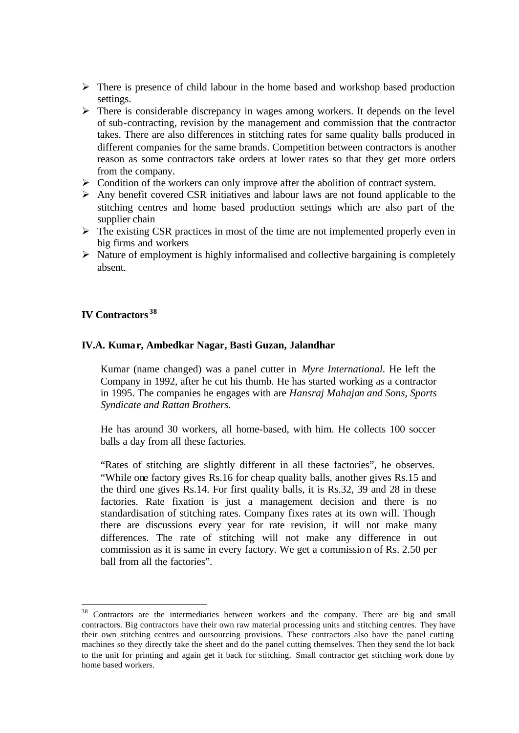- There is presence of child labour in the home based and workshop based production settings.
- There is considerable discrepancy in wages among workers. It depends on the level of sub-contracting, revision by the management and commission that the contractor takes. There are also differences in stitching rates for same quality balls produced in different companies for the same brands. Competition between contractors is another reason as some contractors take orders at lower rates so that they get more orders from the company.
- Condition of the workers can only improve after the abolition of contract system.
- Any benefit covered CSR initiatives and labour laws are not found applicable to the stitching centres and home based production settings which are also part of the supplier chain
- The existing CSR practices in most of the time are not implemented properly even in big firms and workers
- Nature of employment is highly informalised and collective bargaining is completely absent.

## IV Contractors [38]

### IV.A. Kumar, Ambedkar Nagar, Basti Guzan, Jalandhar

Kumar (name changed) was a panel cutter in *Myre International*. He left the Company in 1992, after he cut his thumb. He has started working as a contractor in 1995. The companies he engages with are *Hansraj Mahajan and Sons, Sports Syndicate and Rattan Brothers.*

He has around 30 workers, all home-based, with him. He collects 100 soccer balls a day from all these factories.

"Rates of stitching are slightly different in all these factories", he observes. "While one factory gives Rs.16 for cheap quality balls, another gives Rs.15 and the third one gives Rs.14. For first quality balls, it is Rs.32, 39 and 28 in these factories. Rate fixation is just a management decision and there is no standardisation of stitching rates. Company fixes rates at its own will. Though there are discussions every year for rate revision, it will not make many differences. The rate of stitching will not make any difference in out commission as it is same in every factory. We get a commission of Rs. 2.50 per ball from all the factories".

---

[38] Contractors are the intermediaries between workers and the company. There are big and small contractors. Big contractors have their own raw material processing units and stitching centres. They have their own stitching centres and outsourcing provisions. These contractors also have the panel cutting machines so they directly take the sheet and do the panel cutting themselves. Then they send the lot back to the unit for printing and again get it back for stitching. Small contractor get stitching work done by home based workers.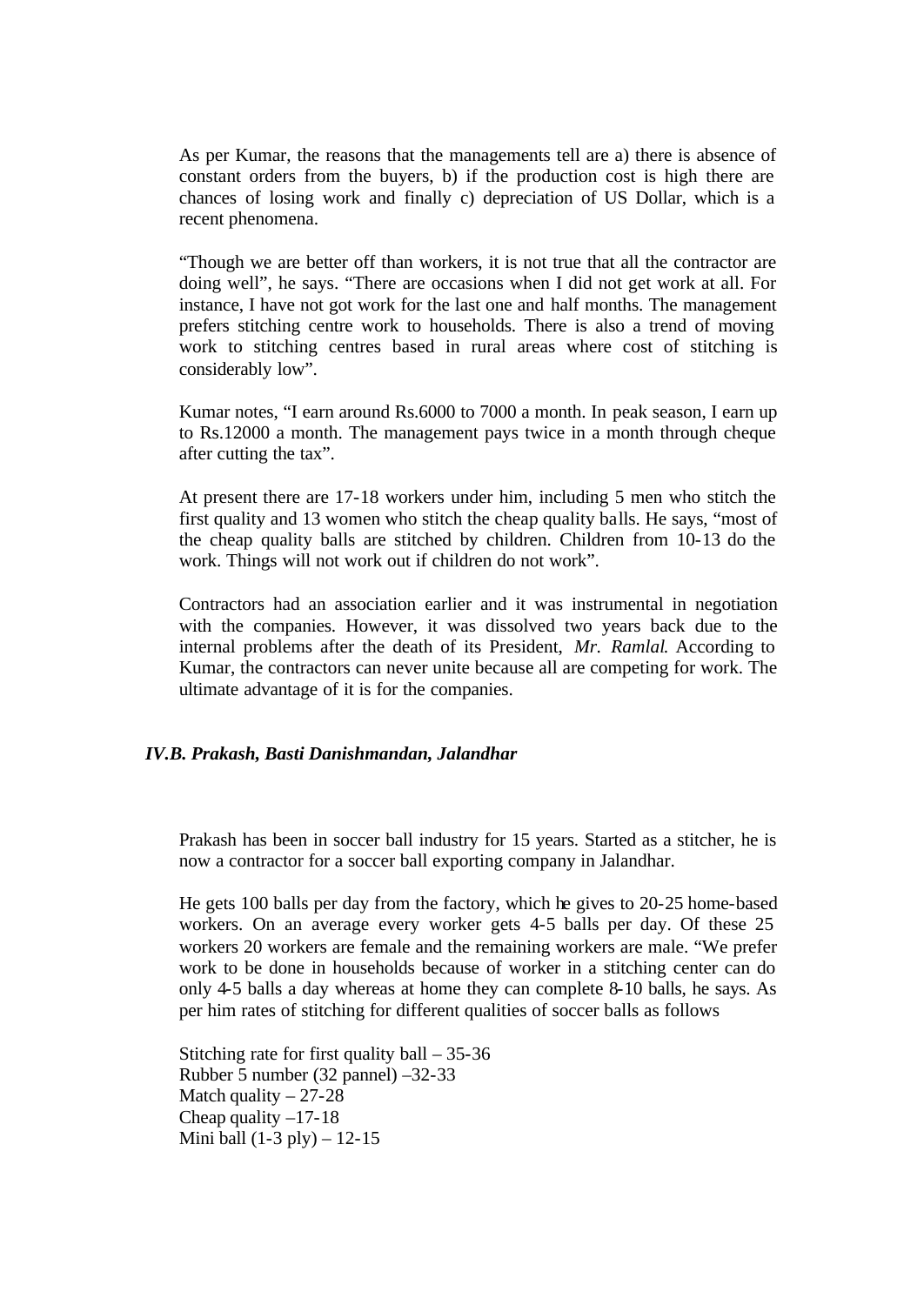As per Kumar, the reasons that the managements tell are a) there is absence of constant orders from the buyers, b) if the production cost is high there are chances of losing work and finally c) depreciation of US Dollar, which is a recent phenomena.

"Though we are better off than workers, it is not true that all the contractor are doing well", he says. "There are occasions when I did not get work at all. For instance, I have not got work for the last one and half months. The management prefers stitching centre work to households. There is also a trend of moving work to stitching centres based in rural areas where cost of stitching is considerably low".

Kumar notes, "I earn around Rs.6000 to 7000 a month. In peak season, I earn up to Rs.12000 a month. The management pays twice in a month through cheque after cutting the tax".

At present there are 17-18 workers under him, including 5 men who stitch the first quality and 13 women who stitch the cheap quality balls. He says, "most of the cheap quality balls are stitched by children. Children from 10-13 do the work. Things will not work out if children do not work".

Contractors had an association earlier and it was instrumental in negotiation with the companies. However, it was dissolved two years back due to the internal problems after the death of its President, *Mr. Ramlal*. According to Kumar, the contractors can never unite because all are competing for work. The ultimate advantage of it is for the companies.

### *IV.B. Prakash, Basti Danishmandan, Jalandhar*

Prakash has been in soccer ball industry for 15 years. Started as a stitcher, he is now a contractor for a soccer ball exporting company in Jalandhar.

He gets 100 balls per day from the factory, which he gives to 20-25 home-based workers. On an average every worker gets 4-5 balls per day. Of these 25 workers 20 workers are female and the remaining workers are male. "We prefer work to be done in households because of worker in a stitching center can do only 4-5 balls a day whereas at home they can complete 8-10 balls, he says. As per him rates of stitching for different qualities of soccer balls as follows

Stitching rate for first quality ball – 35-36
Rubber 5 number (32 pannel) –32-33
Match quality – 27-28
Cheap quality –17-18
Mini ball (1-3 ply) – 12-15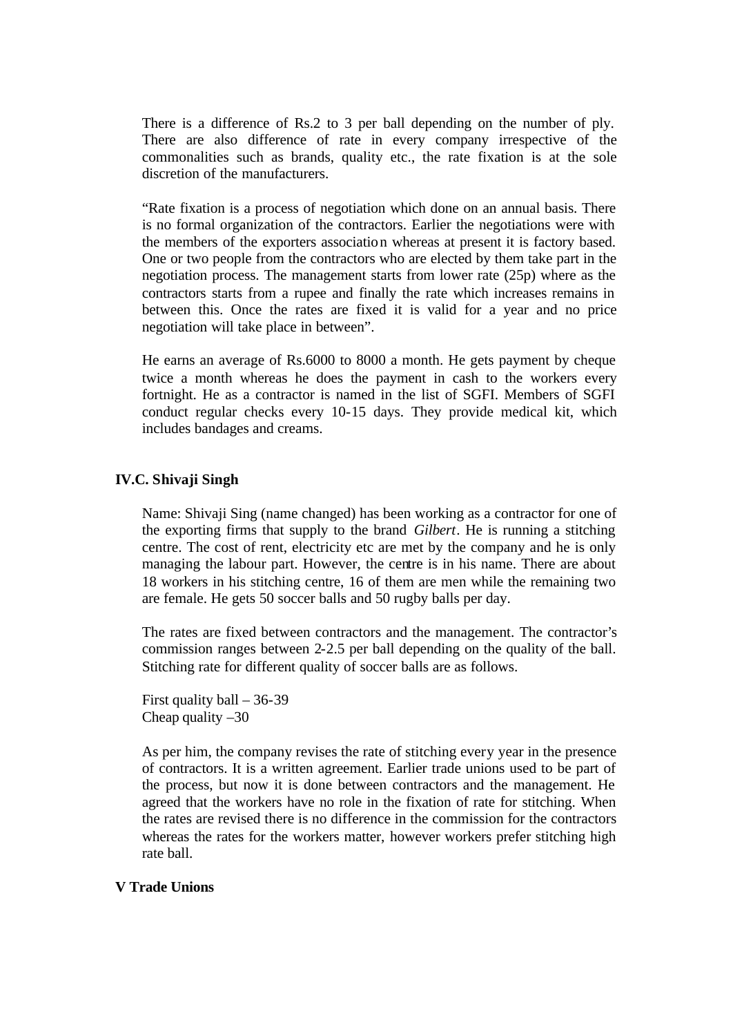There is a difference of Rs.2 to 3 per ball depending on the number of ply. There are also difference of rate in every company irrespective of the commonalities such as brands, quality etc., the rate fixation is at the sole discretion of the manufacturers.

"Rate fixation is a process of negotiation which done on an annual basis. There is no formal organization of the contractors. Earlier the negotiations were with the members of the exporters association whereas at present it is factory based. One or two people from the contractors who are elected by them take part in the negotiation process. The management starts from lower rate (25p) where as the contractors starts from a rupee and finally the rate which increases remains in between this. Once the rates are fixed it is valid for a year and no price negotiation will take place in between".

He earns an average of Rs.6000 to 8000 a month. He gets payment by cheque twice a month whereas he does the payment in cash to the workers every fortnight. He as a contractor is named in the list of SGFI. Members of SGFI conduct regular checks every 10-15 days. They provide medical kit, which includes bandages and creams.

### IV.C. Shivaji Singh

Name: Shivaji Sing (name changed) has been working as a contractor for one of the exporting firms that supply to the brand *Gilbert*. He is running a stitching centre. The cost of rent, electricity etc are met by the company and he is only managing the labour part. However, the centre is in his name. There are about 18 workers in his stitching centre, 16 of them are men while the remaining two are female. He gets 50 soccer balls and 50 rugby balls per day.

The rates are fixed between contractors and the management. The contractor's commission ranges between 2-2.5 per ball depending on the quality of the ball. Stitching rate for different quality of soccer balls are as follows.

First quality ball – 36-39
Cheap quality –30

As per him, the company revises the rate of stitching every year in the presence of contractors. It is a written agreement. Earlier trade unions used to be part of the process, but now it is done between contractors and the management. He agreed that the workers have no role in the fixation of rate for stitching. When the rates are revised there is no difference in the commission for the contractors whereas the rates for the workers matter, however workers prefer stitching high rate ball.

## V Trade Unions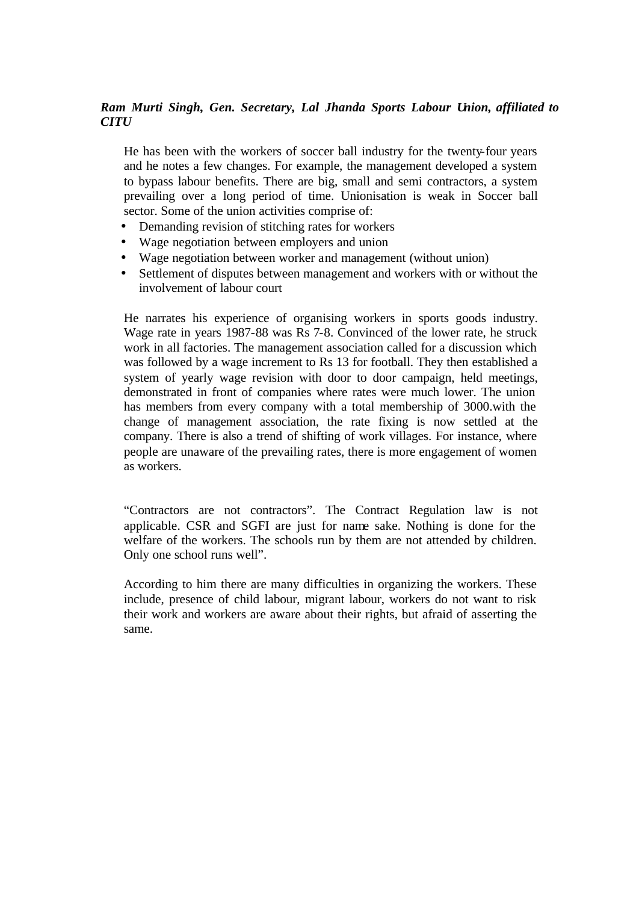***Ram Murti Singh, Gen. Secretary, Lal Jhanda Sports Labour Union, affiliated to CITU***

He has been with the workers of soccer ball industry for the twenty-four years and he notes a few changes. For example, the management developed a system to bypass labour benefits. There are big, small and semi contractors, a system prevailing over a long period of time. Unionisation is weak in Soccer ball sector. Some of the union activities comprise of:

- Demanding revision of stitching rates for workers
- Wage negotiation between employers and union
- Wage negotiation between worker and management (without union)
- Settlement of disputes between management and workers with or without the involvement of labour court

He narrates his experience of organising workers in sports goods industry. Wage rate in years 1987-88 was Rs 7-8. Convinced of the lower rate, he struck work in all factories. The management association called for a discussion which was followed by a wage increment to Rs 13 for football. They then established a system of yearly wage revision with door to door campaign, held meetings, demonstrated in front of companies where rates were much lower. The union has members from every company with a total membership of 3000.with the change of management association, the rate fixing is now settled at the company. There is also a trend of shifting of work villages. For instance, where people are unaware of the prevailing rates, there is more engagement of women as workers.

"Contractors are not contractors". The Contract Regulation law is not applicable. CSR and SGFI are just for name sake. Nothing is done for the welfare of the workers. The schools run by them are not attended by children. Only one school runs well".

According to him there are many difficulties in organizing the workers. These include, presence of child labour, migrant labour, workers do not want to risk their work and workers are aware about their rights, but afraid of asserting the same.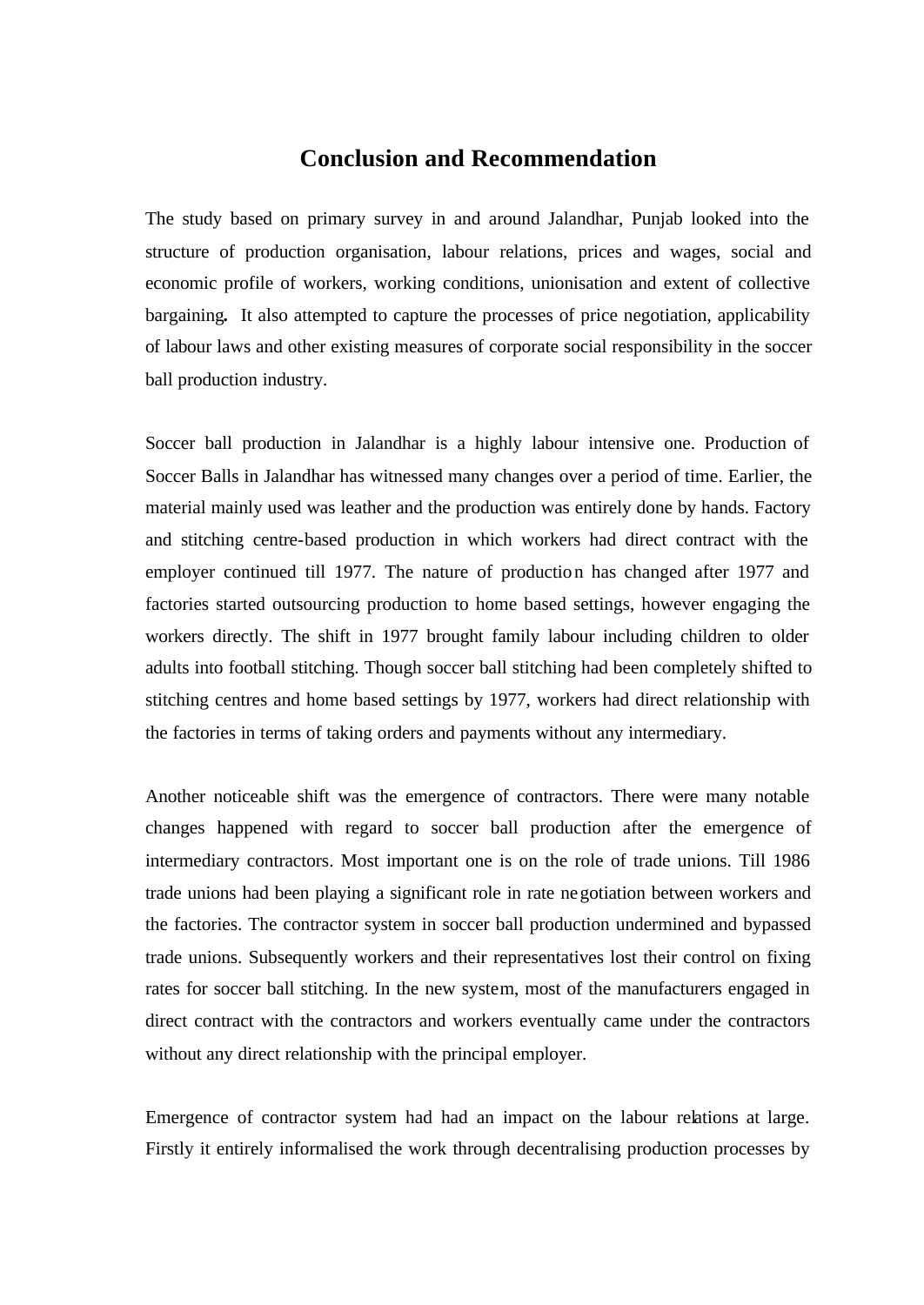# Conclusion and Recommendation

The study based on primary survey in and around Jalandhar, Punjab looked into the structure of production organisation, labour relations, prices and wages, social and economic profile of workers, working conditions, unionisation and extent of collective bargaining**.** It also attempted to capture the processes of price negotiation, applicability of labour laws and other existing measures of corporate social responsibility in the soccer ball production industry.

Soccer ball production in Jalandhar is a highly labour intensive one. Production of Soccer Balls in Jalandhar has witnessed many changes over a period of time. Earlier, the material mainly used was leather and the production was entirely done by hands. Factory and stitching centre-based production in which workers had direct contract with the employer continued till 1977. The nature of production has changed after 1977 and factories started outsourcing production to home based settings, however engaging the workers directly. The shift in 1977 brought family labour including children to older adults into football stitching. Though soccer ball stitching had been completely shifted to stitching centres and home based settings by 1977, workers had direct relationship with the factories in terms of taking orders and payments without any intermediary.

Another noticeable shift was the emergence of contractors. There were many notable changes happened with regard to soccer ball production after the emergence of intermediary contractors. Most important one is on the role of trade unions. Till 1986 trade unions had been playing a significant role in rate negotiation between workers and the factories. The contractor system in soccer ball production undermined and bypassed trade unions. Subsequently workers and their representatives lost their control on fixing rates for soccer ball stitching. In the new system, most of the manufacturers engaged in direct contract with the contractors and workers eventually came under the contractors without any direct relationship with the principal employer.

Emergence of contractor system had had an impact on the labour relations at large. Firstly it entirely informalised the work through decentralising production processes by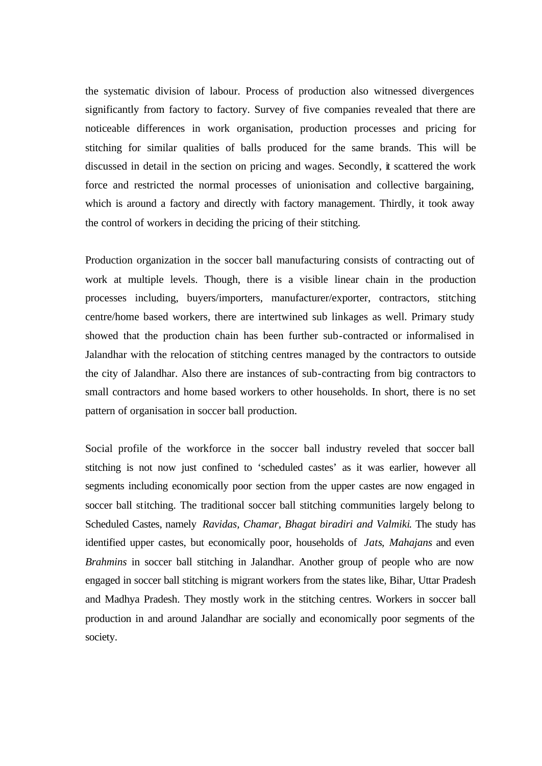the systematic division of labour. Process of production also witnessed divergences significantly from factory to factory. Survey of five companies revealed that there are noticeable differences in work organisation, production processes and pricing for stitching for similar qualities of balls produced for the same brands. This will be discussed in detail in the section on pricing and wages. Secondly, it scattered the work force and restricted the normal processes of unionisation and collective bargaining, which is around a factory and directly with factory management. Thirdly, it took away the control of workers in deciding the pricing of their stitching.

Production organization in the soccer ball manufacturing consists of contracting out of work at multiple levels. Though, there is a visible linear chain in the production processes including, buyers/importers, manufacturer/exporter, contractors, stitching centre/home based workers, there are intertwined sub linkages as well. Primary study showed that the production chain has been further sub-contracted or informalised in Jalandhar with the relocation of stitching centres managed by the contractors to outside the city of Jalandhar. Also there are instances of sub-contracting from big contractors to small contractors and home based workers to other households. In short, there is no set pattern of organisation in soccer ball production.

Social profile of the workforce in the soccer ball industry reveled that soccer ball stitching is not now just confined to 'scheduled castes' as it was earlier, however all segments including economically poor section from the upper castes are now engaged in soccer ball stitching. The traditional soccer ball stitching communities largely belong to Scheduled Castes, namely *Ravidas, Chamar, Bhagat biradiri and Valmiki*. The study has identified upper castes, but economically poor, households of *Jats*, *Mahajans* and even *Brahmins* in soccer ball stitching in Jalandhar. Another group of people who are now engaged in soccer ball stitching is migrant workers from the states like, Bihar, Uttar Pradesh and Madhya Pradesh. They mostly work in the stitching centres. Workers in soccer ball production in and around Jalandhar are socially and economically poor segments of the society.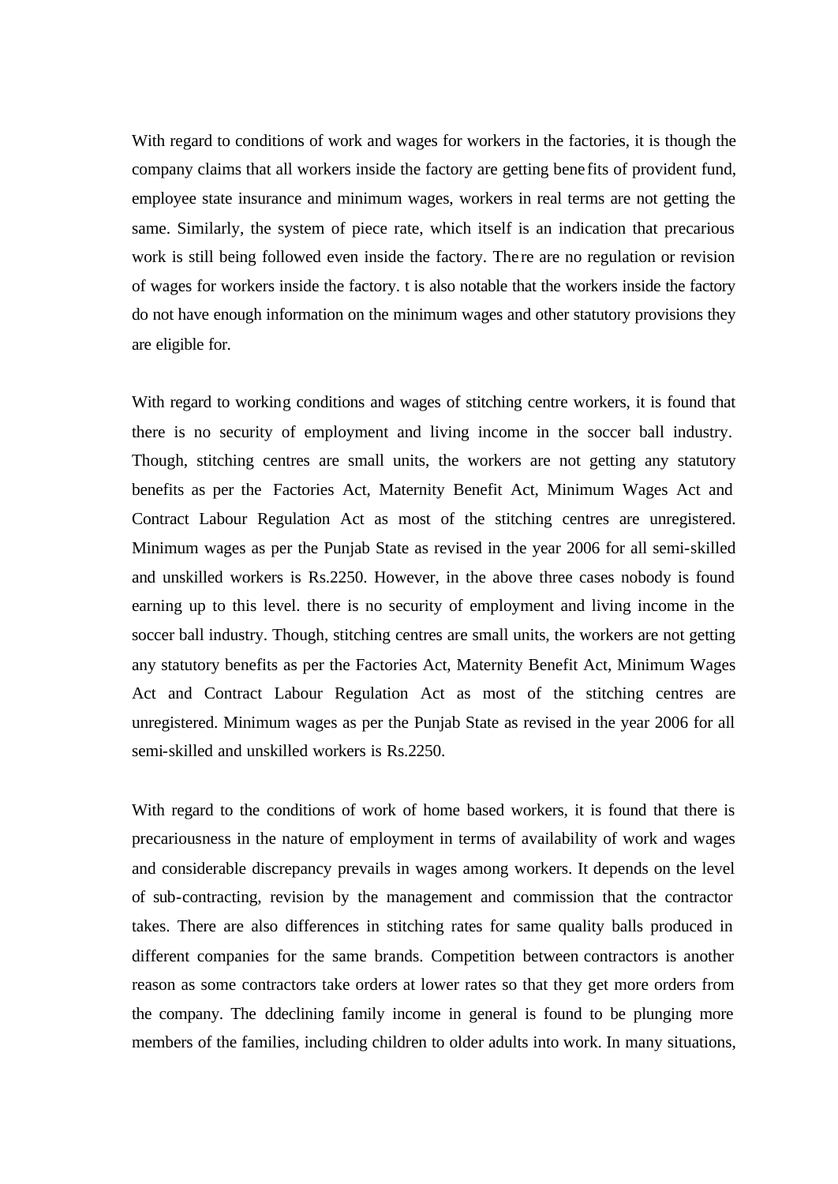With regard to conditions of work and wages for workers in the factories, it is though the company claims that all workers inside the factory are getting benefits of provident fund, employee state insurance and minimum wages, workers in real terms are not getting the same. Similarly, the system of piece rate, which itself is an indication that precarious work is still being followed even inside the factory. There are no regulation or revision of wages for workers inside the factory. t is also notable that the workers inside the factory do not have enough information on the minimum wages and other statutory provisions they are eligible for.

With regard to working conditions and wages of stitching centre workers, it is found that there is no security of employment and living income in the soccer ball industry. Though, stitching centres are small units, the workers are not getting any statutory benefits as per the Factories Act, Maternity Benefit Act, Minimum Wages Act and Contract Labour Regulation Act as most of the stitching centres are unregistered. Minimum wages as per the Punjab State as revised in the year 2006 for all semi-skilled and unskilled workers is Rs.2250. However, in the above three cases nobody is found earning up to this level. there is no security of employment and living income in the soccer ball industry. Though, stitching centres are small units, the workers are not getting any statutory benefits as per the Factories Act, Maternity Benefit Act, Minimum Wages Act and Contract Labour Regulation Act as most of the stitching centres are unregistered. Minimum wages as per the Punjab State as revised in the year 2006 for all semi-skilled and unskilled workers is Rs.2250.

With regard to the conditions of work of home based workers, it is found that there is precariousness in the nature of employment in terms of availability of work and wages and considerable discrepancy prevails in wages among workers. It depends on the level of sub-contracting, revision by the management and commission that the contractor takes. There are also differences in stitching rates for same quality balls produced in different companies for the same brands. Competition between contractors is another reason as some contractors take orders at lower rates so that they get more orders from the company. The ddeclining family income in general is found to be plunging more members of the families, including children to older adults into work. In many situations,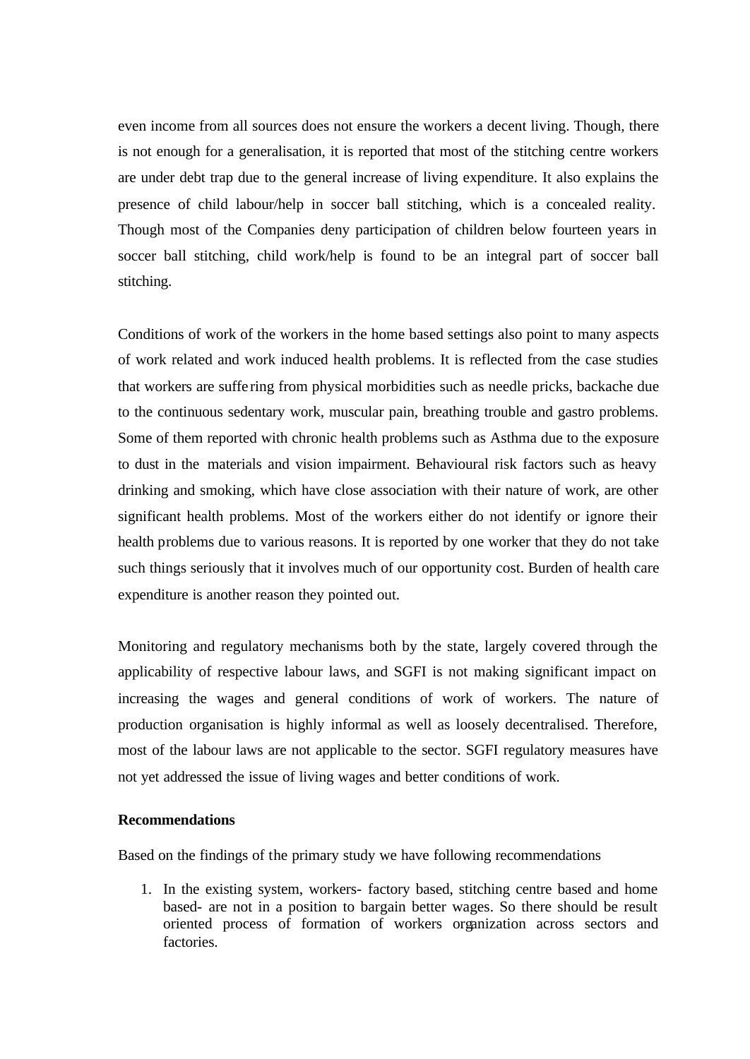even income from all sources does not ensure the workers a decent living. Though, there is not enough for a generalisation, it is reported that most of the stitching centre workers are under debt trap due to the general increase of living expenditure. It also explains the presence of child labour/help in soccer ball stitching, which is a concealed reality. Though most of the Companies deny participation of children below fourteen years in soccer ball stitching, child work/help is found to be an integral part of soccer ball stitching.

Conditions of work of the workers in the home based settings also point to many aspects of work related and work induced health problems. It is reflected from the case studies that workers are suffering from physical morbidities such as needle pricks, backache due to the continuous sedentary work, muscular pain, breathing trouble and gastro problems. Some of them reported with chronic health problems such as Asthma due to the exposure to dust in the materials and vision impairment. Behavioural risk factors such as heavy drinking and smoking, which have close association with their nature of work, are other significant health problems. Most of the workers either do not identify or ignore their health problems due to various reasons. It is reported by one worker that they do not take such things seriously that it involves much of our opportunity cost. Burden of health care expenditure is another reason they pointed out.

Monitoring and regulatory mechanisms both by the state, largely covered through the applicability of respective labour laws, and SGFI is not making significant impact on increasing the wages and general conditions of work of workers. The nature of production organisation is highly informal as well as loosely decentralised. Therefore, most of the labour laws are not applicable to the sector. SGFI regulatory measures have not yet addressed the issue of living wages and better conditions of work.

**Recommendations**

Based on the findings of the primary study we have following recommendations

1. In the existing system, workers- factory based, stitching centre based and home based- are not in a position to bargain better wages. So there should be result oriented process of formation of workers organization across sectors and factories.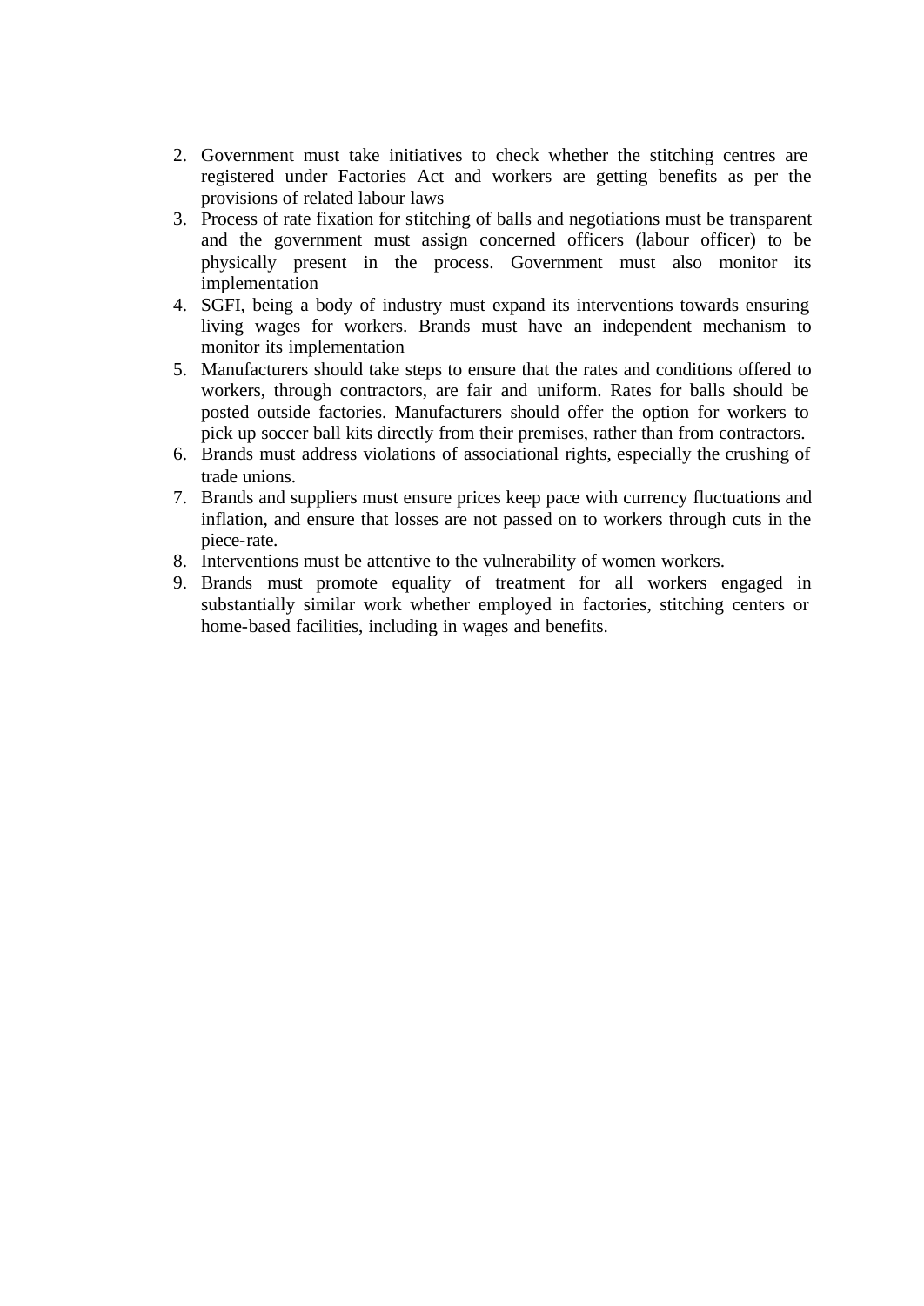2. Government must take initiatives to check whether the stitching centres are registered under Factories Act and workers are getting benefits as per the provisions of related labour laws
3. Process of rate fixation for stitching of balls and negotiations must be transparent and the government must assign concerned officers (labour officer) to be physically present in the process. Government must also monitor its implementation
4. SGFI, being a body of industry must expand its interventions towards ensuring living wages for workers. Brands must have an independent mechanism to monitor its implementation
5. Manufacturers should take steps to ensure that the rates and conditions offered to workers, through contractors, are fair and uniform. Rates for balls should be posted outside factories. Manufacturers should offer the option for workers to pick up soccer ball kits directly from their premises, rather than from contractors.
6. Brands must address violations of associational rights, especially the crushing of trade unions.
7. Brands and suppliers must ensure prices keep pace with currency fluctuations and inflation, and ensure that losses are not passed on to workers through cuts in the piece-rate.
8. Interventions must be attentive to the vulnerability of women workers.
9. Brands must promote equality of treatment for all workers engaged in substantially similar work whether employed in factories, stitching centers or home-based facilities, including in wages and benefits.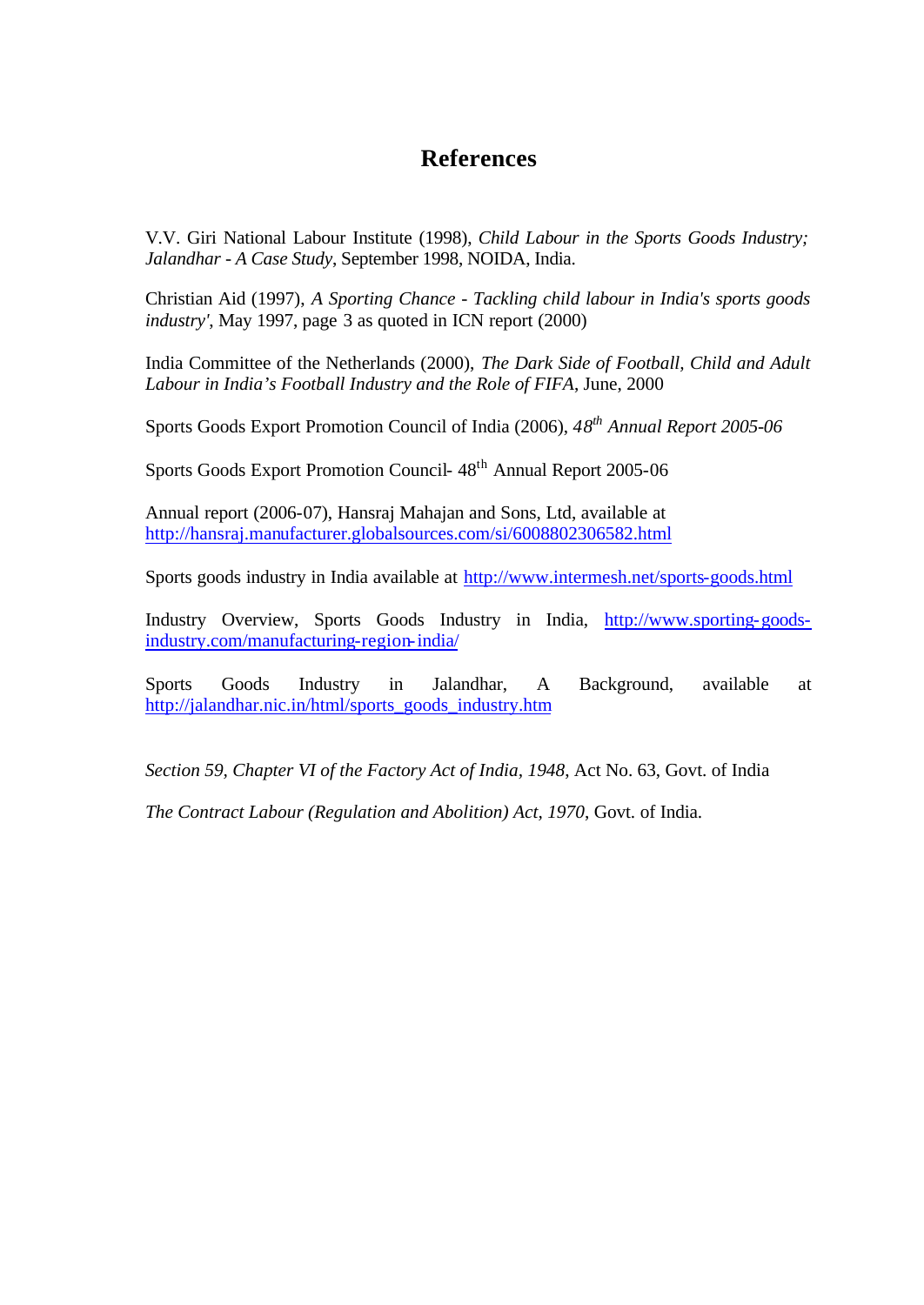# References

V.V. Giri National Labour Institute (1998), *Child Labour in the Sports Goods Industry; Jalandhar - A Case Study*, September 1998, NOIDA, India.

Christian Aid (1997), *A Sporting Chance - Tackling child labour in India's sports goods industry'*, May 1997, page 3 as quoted in ICN report (2000)

India Committee of the Netherlands (2000), *The Dark Side of Football, Child and Adult Labour in India's Football Industry and the Role of FIFA*, June, 2000

Sports Goods Export Promotion Council of India (2006), *48th Annual Report 2005-06*

Sports Goods Export Promotion Council- 48th Annual Report 2005-06

Annual report (2006-07), Hansraj Mahajan and Sons, Ltd, available at http://hansraj.manufacturer.globalsources.com/si/6008802306582.html

Sports goods industry in India available at http://www.intermesh.net/sports-goods.html

Industry Overview, Sports Goods Industry in India, http://www.sporting-goods-industry.com/manufacturing-region-india/

Sports Goods Industry in Jalandhar, A Background, available at http://jalandhar.nic.in/html/sports_goods_industry.htm

*Section 59, Chapter VI of the Factory Act of India, 1948*, Act No. 63, Govt. of India

*The Contract Labour (Regulation and Abolition) Act, 1970*, Govt. of India.